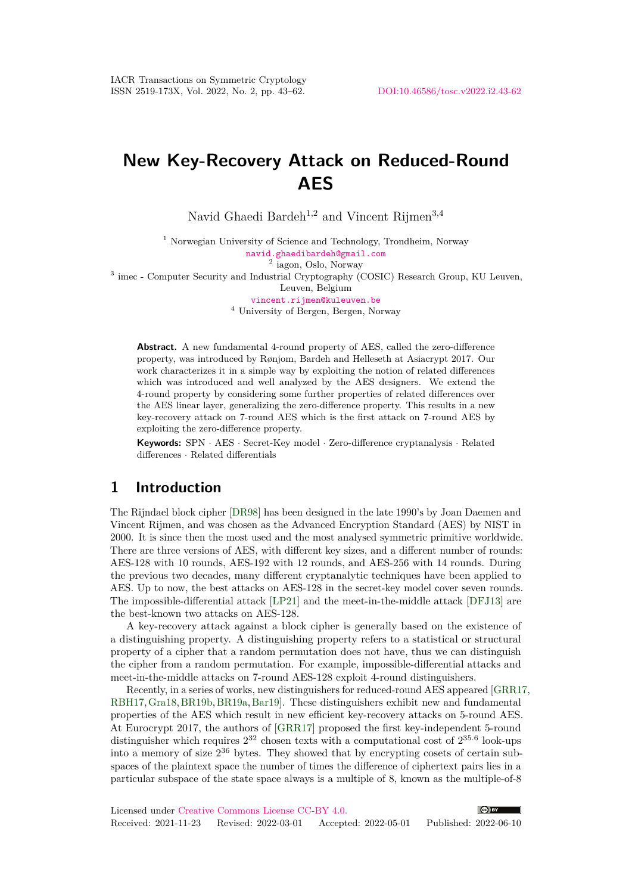# New Key-Recovery Attack on Reduced-Round AES

Navid Ghaedi Bardeh[1,2] and Vincent Rijmen[3,4]

[1] Norwegian University of Science and Technology, Trondheim, Norway
navid.ghaedibardeh@gmail.com
[2] iagon, Oslo, Norway
[3] imec - Computer Security and Industrial Cryptography (COSIC) Research Group, KU Leuven, Leuven, Belgium
vincent.rijmen@kuleuven.be
[4] University of Bergen, Bergen, Norway

**Abstract.** A new fundamental 4-round property of AES, called the zero-difference property, was introduced by Rønjom, Bardeh and Helleseth at Asiacrypt 2017. Our work characterizes it in a simple way by exploiting the notion of related differences which was introduced and well analyzed by the AES designers. We extend the 4-round property by considering some further properties of related differences over the AES linear layer, generalizing the zero-difference property. This results in a new key-recovery attack on 7-round AES which is the first attack on 7-round AES by exploiting the zero-difference property.

**Keywords:** SPN · AES · Secret-Key model · Zero-difference cryptanalysis · Related differences · Related differentials

## 1 Introduction

The Rijndael block cipher [DR98] has been designed in the late 1990's by Joan Daemen and Vincent Rijmen, and was chosen as the Advanced Encryption Standard (AES) by NIST in 2000. It is since then the most used and the most analysed symmetric primitive worldwide. There are three versions of AES, with different key sizes, and a different number of rounds: AES-128 with 10 rounds, AES-192 with 12 rounds, and AES-256 with 14 rounds. During the previous two decades, many different cryptanalytic techniques have been applied to AES. Up to now, the best attacks on AES-128 in the secret-key model cover seven rounds. The impossible-differential attack [LP21] and the meet-in-the-middle attack [DFJ13] are the best-known two attacks on AES-128.

A key-recovery attack against a block cipher is generally based on the existence of a distinguishing property. A distinguishing property refers to a statistical or structural property of a cipher that a random permutation does not have, thus we can distinguish the cipher from a random permutation. For example, impossible-differential attacks and meet-in-the-middle attacks on 7-round AES-128 exploit 4-round distinguishers.

Recently, in a series of works, new distinguishers for reduced-round AES appeared [GRR17, RBH17, Gra18, BR19b, BR19a, Bar19]. These distinguishers exhibit new and fundamental properties of the AES which result in new efficient key-recovery attacks on 5-round AES. At Eurocrypt 2017, the authors of [GRR17] proposed the first key-independent 5-round distinguisher which requires $2^{32}$ chosen texts with a computational cost of $2^{35.6}$ look-ups into a memory of size $2^{36}$ bytes. They showed that by encrypting cosets of certain subspaces of the plaintext space the number of times the difference of ciphertext pairs lies in a particular subspace of the state space always is a multiple of 8, known as the multiple-of-8

Licensed under Creative Commons License CC-BY 4.0.
Received: 2021-11-23 Revised: 2022-03-01 Accepted: 2022-05-01 Published: 2022-06-10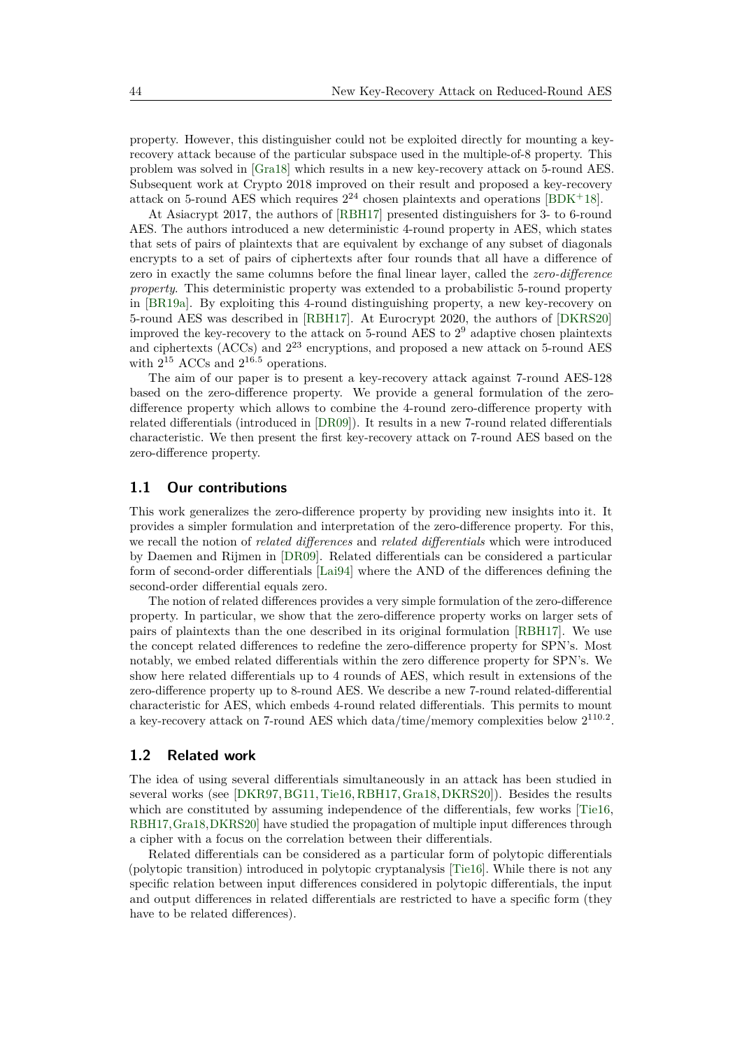property. However, this distinguisher could not be exploited directly for mounting a key-recovery attack because of the particular subspace used in the multiple-of-8 property. This problem was solved in [Gra18] which results in a new key-recovery attack on 5-round AES. Subsequent work at Crypto 2018 improved on their result and proposed a key-recovery attack on 5-round AES which requires $2^{24}$ chosen plaintexts and operations [BDK+18].

At Asiacrypt 2017, the authors of [RBH17] presented distinguishers for 3- to 6-round AES. The authors introduced a new deterministic 4-round property in AES, which states that sets of pairs of plaintexts that are equivalent by exchange of any subset of diagonals encrypts to a set of pairs of ciphertexts after four rounds that all have a difference of zero in exactly the same columns before the final linear layer, called the *zero-difference property*. This deterministic property was extended to a probabilistic 5-round property in [BR19a]. By exploiting this 4-round distinguishing property, a new key-recovery on 5-round AES was described in [RBH17]. At Eurocrypt 2020, the authors of [DKRS20] improved the key-recovery to the attack on 5-round AES to $2^9$ adaptive chosen plaintexts and ciphertexts (ACCs) and $2^{23}$ encryptions, and proposed a new attack on 5-round AES with $2^{15}$ ACCs and $2^{16.5}$ operations.

The aim of our paper is to present a key-recovery attack against 7-round AES-128 based on the zero-difference property. We provide a general formulation of the zero-difference property which allows to combine the 4-round zero-difference property with related differentials (introduced in [DR09]). It results in a new 7-round related differentials characteristic. We then present the first key-recovery attack on 7-round AES based on the zero-difference property.

## 1.1 Our contributions

This work generalizes the zero-difference property by providing new insights into it. It provides a simpler formulation and interpretation of the zero-difference property. For this, we recall the notion of *related differences* and *related differentials* which were introduced by Daemen and Rijmen in [DR09]. Related differentials can be considered a particular form of second-order differentials [Lai94] where the AND of the differences defining the second-order differential equals zero.

The notion of related differences provides a very simple formulation of the zero-difference property. In particular, we show that the zero-difference property works on larger sets of pairs of plaintexts than the one described in its original formulation [RBH17]. We use the concept related differences to redefine the zero-difference property for SPN's. Most notably, we embed related differentials within the zero difference property for SPN's. We show here related differentials up to 4 rounds of AES, which result in extensions of the zero-difference property up to 8-round AES. We describe a new 7-round related-differential characteristic for AES, which embeds 4-round related differentials. This permits to mount a key-recovery attack on 7-round AES which data/time/memory complexities below $2^{110.2}$.

## 1.2 Related work

The idea of using several differentials simultaneously in an attack has been studied in several works (see [DKR97, BG11, Tie16, RBH17, Gra18, DKRS20]). Besides the results which are constituted by assuming independence of the differentials, few works [Tie16, RBH17, Gra18, DKRS20] have studied the propagation of multiple input differences through a cipher with a focus on the correlation between their differentials.

Related differentials can be considered as a particular form of polytopic differentials (polytopic transition) introduced in polytopic cryptanalysis [Tie16]. While there is not any specific relation between input differences considered in polytopic differentials, the input and output differences in related differentials are restricted to have a specific form (they have to be related differences).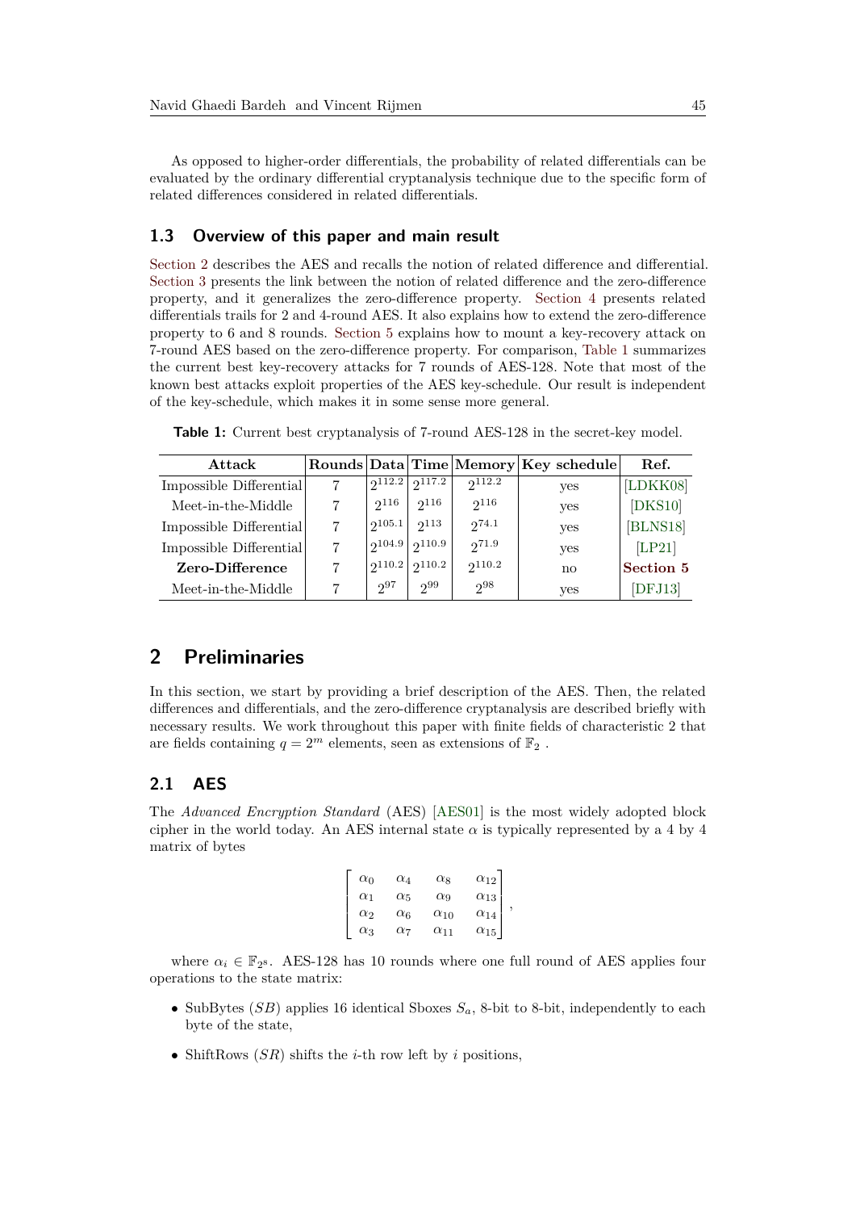As opposed to higher-order differentials, the probability of related differentials can be evaluated by the ordinary differential cryptanalysis technique due to the specific form of related differences considered in related differentials.

### 1.3 Overview of this paper and main result

Section 2 describes the AES and recalls the notion of related difference and differential. Section 3 presents the link between the notion of related difference and the zero-difference property, and it generalizes the zero-difference property. Section 4 presents related differentials trails for 2 and 4-round AES. It also explains how to extend the zero-difference property to 6 and 8 rounds. Section 5 explains how to mount a key-recovery attack on 7-round AES based on the zero-difference property. For comparison, Table 1 summarizes the current best key-recovery attacks for 7 rounds of AES-128. Note that most of the known best attacks exploit properties of the AES key-schedule. Our result is independent of the key-schedule, which makes it in some sense more general.

**Table 1:** Current best cryptanalysis of 7-round AES-128 in the secret-key model.

| Attack | Rounds | Data | Time | Memory | Key schedule | Ref. |
|---|---|---|---|---|---|---|
| Impossible Differential | 7 | $2^{112.2}$ | $2^{117.2}$ | $2^{112.2}$ | yes | [LDKK08] |
| Meet-in-the-Middle | 7 | $2^{116}$ | $2^{116}$ | $2^{116}$ | yes | [DKS10] |
| Impossible Differential | 7 | $2^{105.1}$ | $2^{113}$ | $2^{74.1}$ | yes | [BLNS18] |
| Impossible Differential | 7 | $2^{104.9}$ | $2^{110.9}$ | $2^{71.9}$ | yes | [LP21] |
| **Zero-Difference** | 7 | $2^{110.2}$ | $2^{110.2}$ | $2^{110.2}$ | no | **Section 5** |
| Meet-in-the-Middle | 7 | $2^{97}$ | $2^{99}$ | $2^{98}$ | yes | [DFJ13] |

## 2 Preliminaries

In this section, we start by providing a brief description of the AES. Then, the related differences and differentials, and the zero-difference cryptanalysis are described briefly with necessary results. We work throughout this paper with finite fields of characteristic 2 that are fields containing $q = 2^m$ elements, seen as extensions of $\mathbb{F}_2$ .

### 2.1 AES

The *Advanced Encryption Standard* (AES) [AES01] is the most widely adopted block cipher in the world today. An AES internal state $\alpha$ is typically represented by a 4 by 4 matrix of bytes

$$\begin{bmatrix} \alpha_0 & \alpha_4 & \alpha_8 & \alpha_{12} \\ \alpha_1 & \alpha_5 & \alpha_9 & \alpha_{13} \\ \alpha_2 & \alpha_6 & \alpha_{10} & \alpha_{14} \\ \alpha_3 & \alpha_7 & \alpha_{11} & \alpha_{15} \end{bmatrix},$$

where $\alpha_i \in \mathbb{F}_{2^8}$. AES-128 has 10 rounds where one full round of AES applies four operations to the state matrix:

- SubBytes ($SB$) applies 16 identical Sboxes $S_a$, 8-bit to 8-bit, independently to each byte of the state,
- ShiftRows ($SR$) shifts the $i$-th row left by $i$ positions,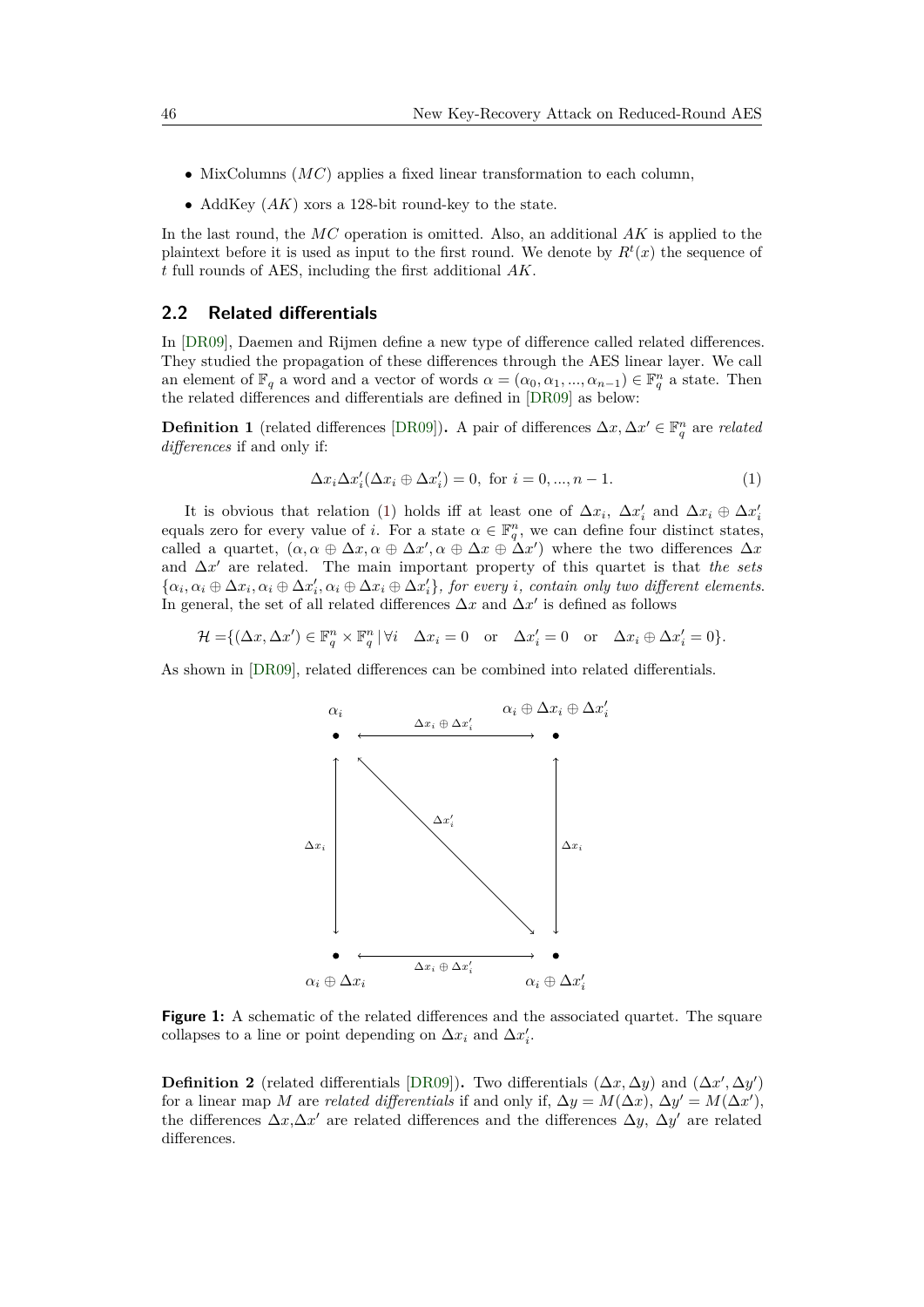- MixColumns ($MC$) applies a fixed linear transformation to each column,
- AddKey ($AK$) xors a 128-bit round-key to the state.

In the last round, the $MC$ operation is omitted. Also, an additional $AK$ is applied to the plaintext before it is used as input to the first round. We denote by $R^t(x)$ the sequence of $t$ full rounds of AES, including the first additional $AK$.

## 2.2 Related differentials

In [DR09], Daemen and Rijmen define a new type of difference called related differences. They studied the propagation of these differences through the AES linear layer. We call an element of $\mathbb{F}_q$ a word and a vector of words $\alpha = (\alpha_0, \alpha_1, ..., \alpha_{n-1}) \in \mathbb{F}_q^n$ a state. Then the related differences and differentials are defined in [DR09] as below:

**Definition 1** (related differences [DR09])**.** A pair of differences $\Delta x, \Delta x' \in \mathbb{F}_q^n$ are *related differences* if and only if:

$$\Delta x_i \Delta x'_i (\Delta x_i \oplus \Delta x'_i) = 0, \text{ for } i = 0, ..., n-1. \tag{1}$$

It is obvious that relation (1) holds iff at least one of $\Delta x_i$, $\Delta x'_i$ and $\Delta x_i \oplus \Delta x'_i$ equals zero for every value of $i$. For a state $\alpha \in \mathbb{F}_q^n$, we can define four distinct states, called a quartet, $(\alpha, \alpha \oplus \Delta x, \alpha \oplus \Delta x', \alpha \oplus \Delta x \oplus \Delta x')$ where the two differences $\Delta x$ and $\Delta x'$ are related. The main important property of this quartet is that *the sets* $\{\alpha_i, \alpha_i \oplus \Delta x_i, \alpha_i \oplus \Delta x'_i, \alpha_i \oplus \Delta x_i \oplus \Delta x'_i\}$*, for every* $i$*, contain only two different elements.* In general, the set of all related differences $\Delta x$ and $\Delta x'$ is defined as follows

$$\mathcal{H} = \{(\Delta x, \Delta x') \in \mathbb{F}_q^n \times \mathbb{F}_q^n \,|\, \forall i \quad \Delta x_i = 0 \quad \text{or} \quad \Delta x'_i = 0 \quad \text{or} \quad \Delta x_i \oplus \Delta x'_i = 0\}.$$

As shown in [DR09], related differences can be combined into related differentials.

**Figure 1:** A schematic of the related differences and the associated quartet. The square collapses to a line or point depending on $\Delta x_i$ and $\Delta x'_i$.

**Definition 2** (related differentials [DR09])**.** Two differentials $(\Delta x, \Delta y)$ and $(\Delta x', \Delta y')$ for a linear map $M$ are *related differentials* if and only if, $\Delta y = M(\Delta x)$, $\Delta y' = M(\Delta x')$, the differences $\Delta x$,$\Delta x'$ are related differences and the differences $\Delta y$, $\Delta y'$ are related differences.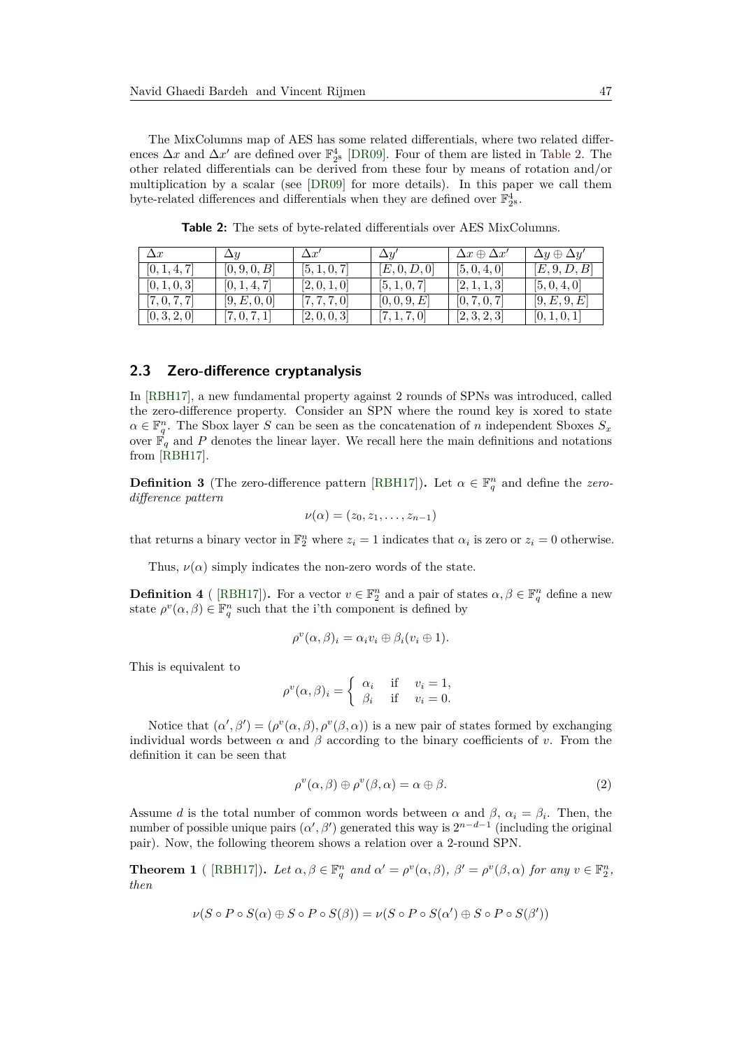The MixColumns map of AES has some related differentials, where two related differences $\Delta x$ and $\Delta x'$ are defined over $\mathbb{F}_{2^8}^4$ [DR09]. Four of them are listed in Table 2. The other related differentials can be derived from these four by means of rotation and/or multiplication by a scalar (see [DR09] for more details). In this paper we call them byte-related differences and differentials when they are defined over $\mathbb{F}_{2^8}^4$.

**Table 2:** The sets of byte-related differentials over AES MixColumns.

| $\Delta x$ | $\Delta y$ | $\Delta x'$ | $\Delta y'$ | $\Delta x \oplus \Delta x'$ | $\Delta y \oplus \Delta y'$ |
|---|---|---|---|---|---|
| $[0,1,4,7]$ | $[0,9,0,B]$ | $[5,1,0,7]$ | $[E,0,D,0]$ | $[5,0,4,0]$ | $[E,9,D,B]$ |
| $[0,1,0,3]$ | $[0,1,4,7]$ | $[2,0,1,0]$ | $[5,1,0,7]$ | $[2,1,1,3]$ | $[5,0,4,0]$ |
| $[7,0,7,7]$ | $[9,E,0,0]$ | $[7,7,7,0]$ | $[0,0,9,E]$ | $[0,7,0,7]$ | $[9,E,9,E]$ |
| $[0,3,2,0]$ | $[7,0,7,1]$ | $[2,0,0,3]$ | $[7,1,7,0]$ | $[2,3,2,3]$ | $[0,1,0,1]$ |

## 2.3 Zero-difference cryptanalysis

In [RBH17], a new fundamental property against 2 rounds of SPNs was introduced, called the zero-difference property. Consider an SPN where the round key is xored to state $\alpha \in \mathbb{F}_q^n$. The Sbox layer $S$ can be seen as the concatenation of $n$ independent Sboxes $S_x$ over $\mathbb{F}_q$ and $P$ denotes the linear layer. We recall here the main definitions and notations from [RBH17].

**Definition 3** (The zero-difference pattern [RBH17])**.** Let $\alpha \in \mathbb{F}_q^n$ and define the *zero-difference pattern*

$$\nu(\alpha) = (z_0, z_1, \ldots, z_{n-1})$$

that returns a binary vector in $\mathbb{F}_2^n$ where $z_i = 1$ indicates that $\alpha_i$ is zero or $z_i = 0$ otherwise.

Thus, $\nu(\alpha)$ simply indicates the non-zero words of the state.

**Definition 4** ( [RBH17])**.** For a vector $v \in \mathbb{F}_2^n$ and a pair of states $\alpha, \beta \in \mathbb{F}_q^n$ define a new state $\rho^v(\alpha, \beta) \in \mathbb{F}_q^n$ such that the i'th component is defined by

$$\rho^v(\alpha, \beta)_i = \alpha_i v_i \oplus \beta_i (v_i \oplus 1).$$

This is equivalent to

$$\rho^v(\alpha, \beta)_i = \begin{cases} \alpha_i & \text{if} \quad v_i = 1, \\ \beta_i & \text{if} \quad v_i = 0. \end{cases}$$

Notice that $(\alpha', \beta') = (\rho^v(\alpha, \beta), \rho^v(\beta, \alpha))$ is a new pair of states formed by exchanging individual words between $\alpha$ and $\beta$ according to the binary coefficients of $v$. From the definition it can be seen that

$$\rho^v(\alpha, \beta) \oplus \rho^v(\beta, \alpha) = \alpha \oplus \beta. \tag{2}$$

Assume $d$ is the total number of common words between $\alpha$ and $\beta$, $\alpha_i = \beta_i$. Then, the number of possible unique pairs $(\alpha', \beta')$ generated this way is $2^{n-d-1}$ (including the original pair). Now, the following theorem shows a relation over a 2-round SPN.

**Theorem 1** ( [RBH17])**.** *Let $\alpha, \beta \in \mathbb{F}_q^n$ and $\alpha' = \rho^v(\alpha, \beta)$, $\beta' = \rho^v(\beta, \alpha)$ for any $v \in \mathbb{F}_2^n$, then*

$$\nu(S \circ P \circ S(\alpha) \oplus S \circ P \circ S(\beta)) = \nu(S \circ P \circ S(\alpha') \oplus S \circ P \circ S(\beta'))$$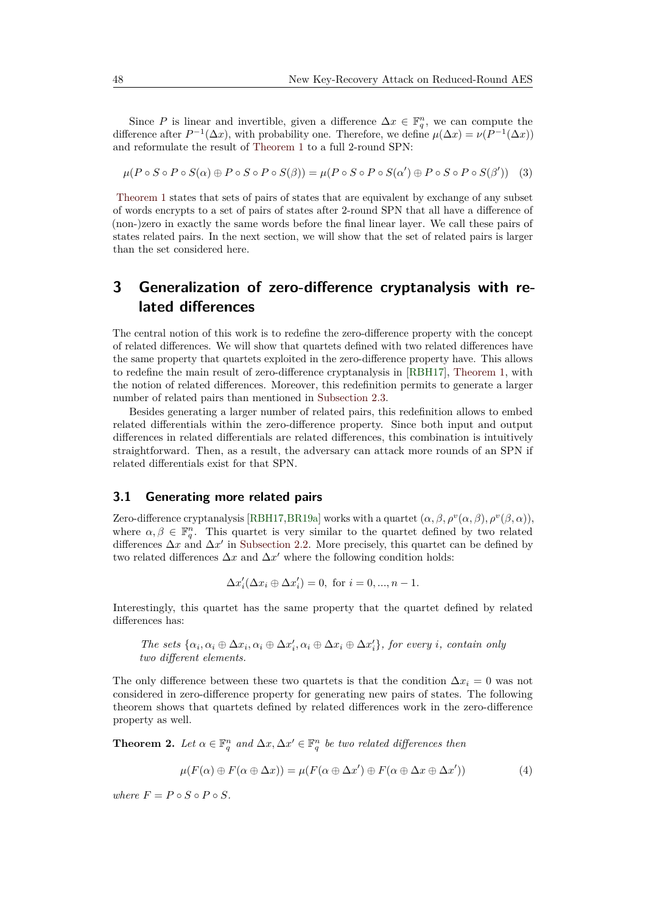Since $P$ is linear and invertible, given a difference $\Delta x \in \mathbb{F}_q^n$, we can compute the difference after $P^{-1}(\Delta x)$, with probability one. Therefore, we define $\mu(\Delta x) = \nu(P^{-1}(\Delta x))$ and reformulate the result of Theorem 1 to a full 2-round SPN:

$$\mu(P \circ S \circ P \circ S(\alpha) \oplus P \circ S \circ P \circ S(\beta)) = \mu(P \circ S \circ P \circ S(\alpha') \oplus P \circ S \circ P \circ S(\beta')) \quad (3)$$

Theorem 1 states that sets of pairs of states that are equivalent by exchange of any subset of words encrypts to a set of pairs of states after 2-round SPN that all have a difference of (non-)zero in exactly the same words before the final linear layer. We call these pairs of states related pairs. In the next section, we will show that the set of related pairs is larger than the set considered here.

# 3 Generalization of zero-difference cryptanalysis with related differences

The central notion of this work is to redefine the zero-difference property with the concept of related differences. We will show that quartets defined with two related differences have the same property that quartets exploited in the zero-difference property have. This allows to redefine the main result of zero-difference cryptanalysis in [RBH17], Theorem 1, with the notion of related differences. Moreover, this redefinition permits to generate a larger number of related pairs than mentioned in Subsection 2.3.

Besides generating a larger number of related pairs, this redefinition allows to embed related differentials within the zero-difference property. Since both input and output differences in related differentials are related differences, this combination is intuitively straightforward. Then, as a result, the adversary can attack more rounds of an SPN if related differentials exist for that SPN.

## 3.1 Generating more related pairs

Zero-difference cryptanalysis [RBH17,BR19a] works with a quartet $(\alpha, \beta, \rho^v(\alpha, \beta), \rho^v(\beta, \alpha))$, where $\alpha, \beta \in \mathbb{F}_q^n$. This quartet is very similar to the quartet defined by two related differences $\Delta x$ and $\Delta x'$ in Subsection 2.2. More precisely, this quartet can be defined by two related differences $\Delta x$ and $\Delta x'$ where the following condition holds:

$$\Delta x'_i(\Delta x_i \oplus \Delta x'_i) = 0, \text{ for } i = 0, ..., n-1.$$

Interestingly, this quartet has the same property that the quartet defined by related differences has:

*The sets $\{\alpha_i, \alpha_i \oplus \Delta x_i, \alpha_i \oplus \Delta x'_i, \alpha_i \oplus \Delta x_i \oplus \Delta x'_i\}$, for every $i$, contain only two different elements.*

The only difference between these two quartets is that the condition $\Delta x_i = 0$ was not considered in zero-difference property for generating new pairs of states. The following theorem shows that quartets defined by related differences work in the zero-difference property as well.

**Theorem 2.** *Let $\alpha \in \mathbb{F}_q^n$ and $\Delta x, \Delta x' \in \mathbb{F}_q^n$ be two related differences then*

$$\mu(F(\alpha) \oplus F(\alpha \oplus \Delta x)) = \mu(F(\alpha \oplus \Delta x') \oplus F(\alpha \oplus \Delta x \oplus \Delta x')) \quad (4)$$

*where $F = P \circ S \circ P \circ S$.*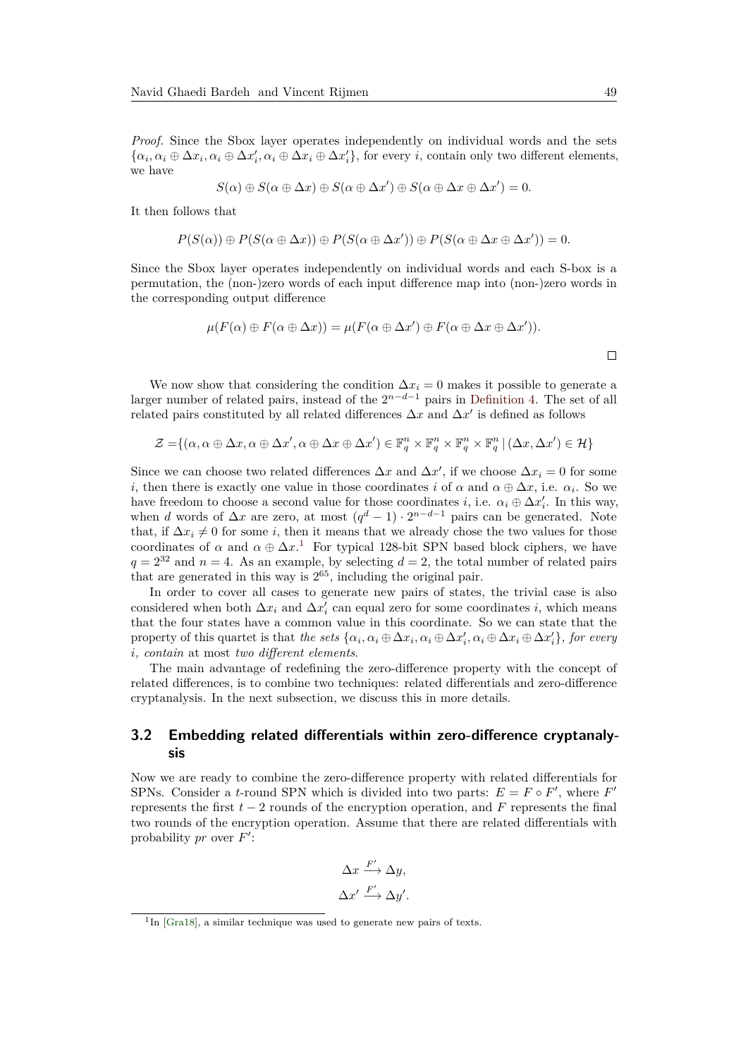*Proof.* Since the Sbox layer operates independently on individual words and the sets $\{\alpha_i, \alpha_i \oplus \Delta x_i, \alpha_i \oplus \Delta x'_i, \alpha_i \oplus \Delta x_i \oplus \Delta x'_i\}$, for every $i$, contain only two different elements, we have

$$S(\alpha) \oplus S(\alpha \oplus \Delta x) \oplus S(\alpha \oplus \Delta x') \oplus S(\alpha \oplus \Delta x \oplus \Delta x') = 0.$$

It then follows that

$$P(S(\alpha)) \oplus P(S(\alpha \oplus \Delta x)) \oplus P(S(\alpha \oplus \Delta x')) \oplus P(S(\alpha \oplus \Delta x \oplus \Delta x')) = 0.$$

Since the Sbox layer operates independently on individual words and each S-box is a permutation, the (non-)zero words of each input difference map into (non-)zero words in the corresponding output difference

$$\mu(F(\alpha) \oplus F(\alpha \oplus \Delta x)) = \mu(F(\alpha \oplus \Delta x') \oplus F(\alpha \oplus \Delta x \oplus \Delta x')).$$

□

We now show that considering the condition $\Delta x_i = 0$ makes it possible to generate a larger number of related pairs, instead of the $2^{n-d-1}$ pairs in Definition 4. The set of all related pairs constituted by all related differences $\Delta x$ and $\Delta x'$ is defined as follows

$$\mathcal{Z} = \{(\alpha, \alpha \oplus \Delta x, \alpha \oplus \Delta x', \alpha \oplus \Delta x \oplus \Delta x') \in \mathbb{F}_q^n \times \mathbb{F}_q^n \times \mathbb{F}_q^n \times \mathbb{F}_q^n \mid (\Delta x, \Delta x') \in \mathcal{H}\}$$

Since we can choose two related differences $\Delta x$ and $\Delta x'$, if we choose $\Delta x_i = 0$ for some $i$, then there is exactly one value in those coordinates $i$ of $\alpha$ and $\alpha \oplus \Delta x$, i.e. $\alpha_i$. So we have freedom to choose a second value for those coordinates $i$, i.e. $\alpha_i \oplus \Delta x'_i$. In this way, when $d$ words of $\Delta x$ are zero, at most $(q^d - 1) \cdot 2^{n-d-1}$ pairs can be generated. Note that, if $\Delta x_i \neq 0$ for some $i$, then it means that we already chose the two values for those coordinates of $\alpha$ and $\alpha \oplus \Delta x$.[1] For typical 128-bit SPN based block ciphers, we have $q = 2^{32}$ and $n = 4$. As an example, by selecting $d = 2$, the total number of related pairs that are generated in this way is $2^{65}$, including the original pair.

In order to cover all cases to generate new pairs of states, the trivial case is also considered when both $\Delta x_i$ and $\Delta x'_i$ can equal zero for some coordinates $i$, which means that the four states have a common value in this coordinate. So we can state that the property of this quartet is that *the sets* $\{\alpha_i, \alpha_i \oplus \Delta x_i, \alpha_i \oplus \Delta x'_i, \alpha_i \oplus \Delta x_i \oplus \Delta x'_i\}$*, for every* $i$*, contain* at most *two different elements.*

The main advantage of redefining the zero-difference property with the concept of related differences, is to combine two techniques: related differentials and zero-difference cryptanalysis. In the next subsection, we discuss this in more details.

## 3.2 Embedding related differentials within zero-difference cryptanalysis

Now we are ready to combine the zero-difference property with related differentials for SPNs. Consider a $t$-round SPN which is divided into two parts: $E = F \circ F'$, where $F'$ represents the first $t - 2$ rounds of the encryption operation, and $F$ represents the final two rounds of the encryption operation. Assume that there are related differentials with probability $pr$ over $F'$:

$$\Delta x \xrightarrow{F'} \Delta y,$$
$$\Delta x' \xrightarrow{F'} \Delta y'.$$

[1] In [Gra18], a similar technique was used to generate new pairs of texts.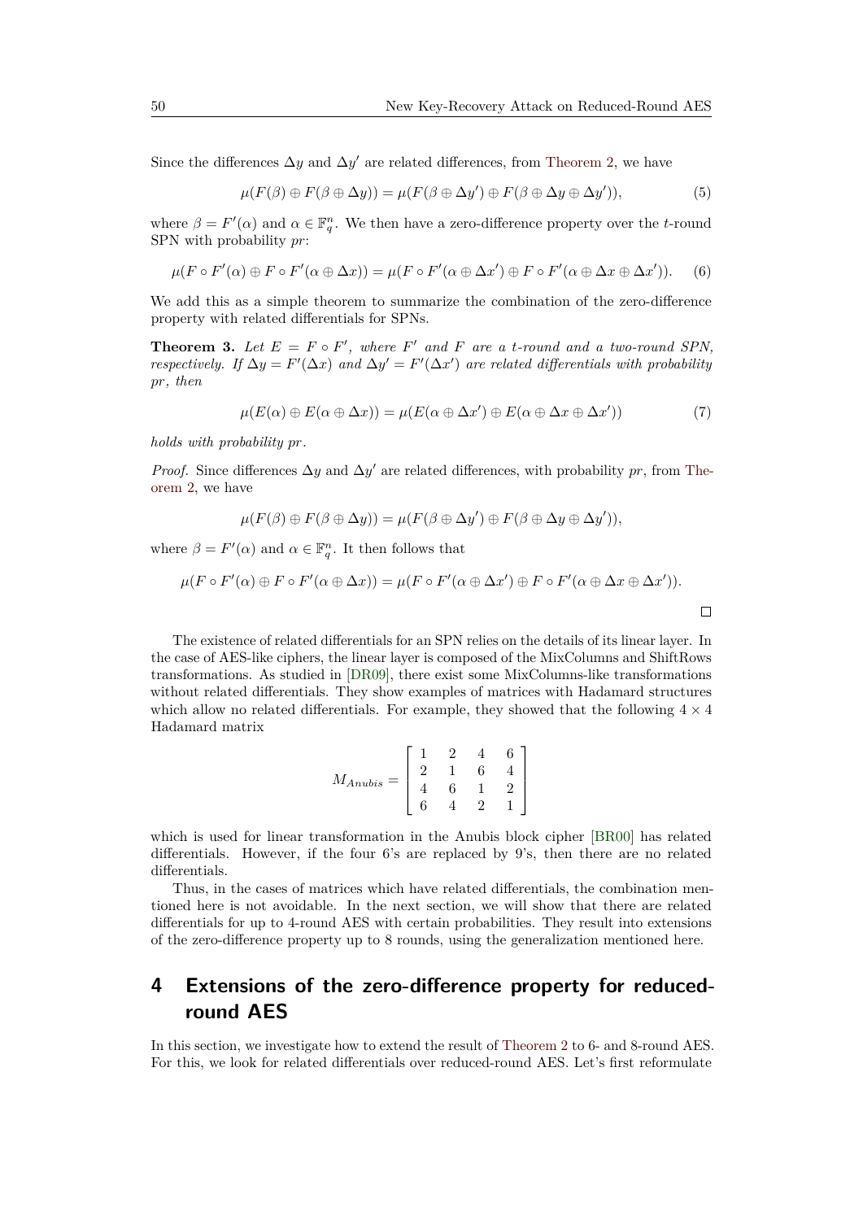Since the differences $\Delta y$ and $\Delta y'$ are related differences, from Theorem 2, we have

$$\mu(F(\beta) \oplus F(\beta \oplus \Delta y)) = \mu(F(\beta \oplus \Delta y') \oplus F(\beta \oplus \Delta y \oplus \Delta y')), \tag{5}$$

where $\beta = F'(\alpha)$ and $\alpha \in \mathbb{F}_q^n$. We then have a zero-difference property over the $t$-round SPN with probability $pr$:

$$\mu(F \circ F'(\alpha) \oplus F \circ F'(\alpha \oplus \Delta x)) = \mu(F \circ F'(\alpha \oplus \Delta x') \oplus F \circ F'(\alpha \oplus \Delta x \oplus \Delta x')). \tag{6}$$

We add this as a simple theorem to summarize the combination of the zero-difference property with related differentials for SPNs.

**Theorem 3.** *Let $E = F \circ F'$, where $F'$ and $F$ are a $t$-round and a two-round SPN, respectively. If $\Delta y = F'(\Delta x)$ and $\Delta y' = F'(\Delta x')$ are related differentials with probability $pr$, then*

$$\mu(E(\alpha) \oplus E(\alpha \oplus \Delta x)) = \mu(E(\alpha \oplus \Delta x') \oplus E(\alpha \oplus \Delta x \oplus \Delta x')) \tag{7}$$

*holds with probability $pr$.*

*Proof.* Since differences $\Delta y$ and $\Delta y'$ are related differences, with probability $pr$, from Theorem 2, we have

$$\mu(F(\beta) \oplus F(\beta \oplus \Delta y)) = \mu(F(\beta \oplus \Delta y') \oplus F(\beta \oplus \Delta y \oplus \Delta y')),$$

where $\beta = F'(\alpha)$ and $\alpha \in \mathbb{F}_q^n$. It then follows that

$$\mu(F \circ F'(\alpha) \oplus F \circ F'(\alpha \oplus \Delta x)) = \mu(F \circ F'(\alpha \oplus \Delta x') \oplus F \circ F'(\alpha \oplus \Delta x \oplus \Delta x')).$$

□

The existence of related differentials for an SPN relies on the details of its linear layer. In the case of AES-like ciphers, the linear layer is composed of the MixColumns and ShiftRows transformations. As studied in [DR09], there exist some MixColumns-like transformations without related differentials. They show examples of matrices with Hadamard structures which allow no related differentials. For example, they showed that the following $4 \times 4$ Hadamard matrix

$$M_{Anubis} = \begin{bmatrix} 1 & 2 & 4 & 6 \\ 2 & 1 & 6 & 4 \\ 4 & 6 & 1 & 2 \\ 6 & 4 & 2 & 1 \end{bmatrix}$$

which is used for linear transformation in the Anubis block cipher [BR00] has related differentials. However, if the four 6's are replaced by 9's, then there are no related differentials.

Thus, in the cases of matrices which have related differentials, the combination mentioned here is not avoidable. In the next section, we will show that there are related differentials for up to 4-round AES with certain probabilities. They result into extensions of the zero-difference property up to 8 rounds, using the generalization mentioned here.

## 4 Extensions of the zero-difference property for reduced-round AES

In this section, we investigate how to extend the result of Theorem 2 to 6- and 8-round AES. For this, we look for related differentials over reduced-round AES. Let's first reformulate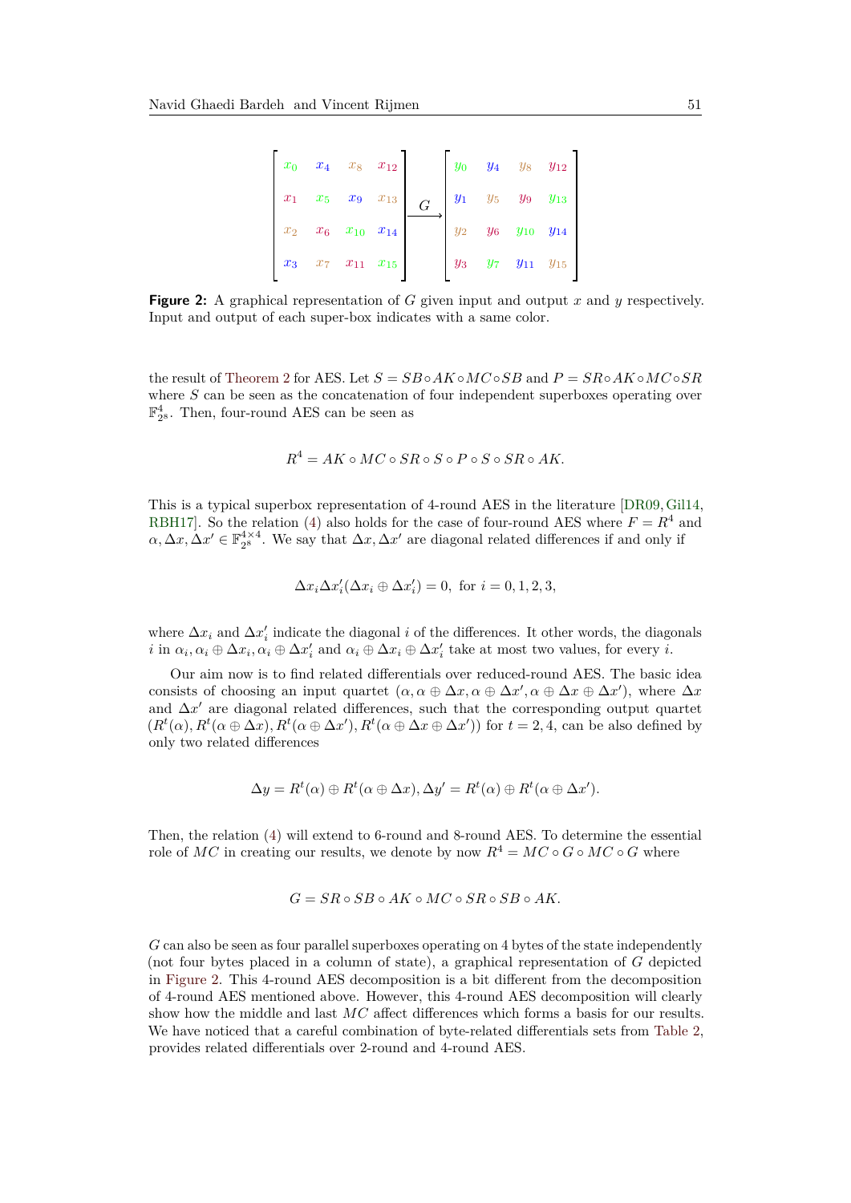$$\begin{bmatrix} x_0 & x_4 & x_8 & x_{12} \\ x_1 & x_5 & x_9 & x_{13} \\ x_2 & x_6 & x_{10} & x_{14} \\ x_3 & x_7 & x_{11} & x_{15} \end{bmatrix} \xrightarrow{G} \begin{bmatrix} y_0 & y_4 & y_8 & y_{12} \\ y_1 & y_5 & y_9 & y_{13} \\ y_2 & y_6 & y_{10} & y_{14} \\ y_3 & y_7 & y_{11} & y_{15} \end{bmatrix}$$

**Figure 2:** A graphical representation of $G$ given input and output $x$ and $y$ respectively. Input and output of each super-box indicates with a same color.

the result of Theorem 2 for AES. Let $S = SB \circ AK \circ MC \circ SB$ and $P = SR \circ AK \circ MC \circ SR$ where $S$ can be seen as the concatenation of four independent superboxes operating over $\mathbb{F}_{2^8}^4$. Then, four-round AES can be seen as

$$R^4 = AK \circ MC \circ SR \circ S \circ P \circ S \circ SR \circ AK.$$

This is a typical superbox representation of 4-round AES in the literature [DR09, Gil14, RBH17]. So the relation (4) also holds for the case of four-round AES where $F = R^4$ and $\alpha, \Delta x, \Delta x' \in \mathbb{F}_{2^8}^{4\times 4}$. We say that $\Delta x, \Delta x'$ are diagonal related differences if and only if

$$\Delta x_i \Delta x_i' (\Delta x_i \oplus \Delta x_i') = 0, \text{ for } i = 0, 1, 2, 3,$$

where $\Delta x_i$ and $\Delta x_i'$ indicate the diagonal $i$ of the differences. It other words, the diagonals $i$ in $\alpha_i, \alpha_i \oplus \Delta x_i, \alpha_i \oplus \Delta x_i'$ and $\alpha_i \oplus \Delta x_i \oplus \Delta x_i'$ take at most two values, for every $i$.

Our aim now is to find related differentials over reduced-round AES. The basic idea consists of choosing an input quartet $(\alpha, \alpha \oplus \Delta x, \alpha \oplus \Delta x', \alpha \oplus \Delta x \oplus \Delta x')$, where $\Delta x$ and $\Delta x'$ are diagonal related differences, such that the corresponding output quartet $(R^t(\alpha), R^t(\alpha \oplus \Delta x), R^t(\alpha \oplus \Delta x'), R^t(\alpha \oplus \Delta x \oplus \Delta x'))$ for $t = 2, 4$, can be also defined by only two related differences

$$\Delta y = R^t(\alpha) \oplus R^t(\alpha \oplus \Delta x), \Delta y' = R^t(\alpha) \oplus R^t(\alpha \oplus \Delta x').$$

Then, the relation (4) will extend to 6-round and 8-round AES. To determine the essential role of $MC$ in creating our results, we denote by now $R^4 = MC \circ G \circ MC \circ G$ where

$$G = SR \circ SB \circ AK \circ MC \circ SR \circ SB \circ AK.$$

$G$ can also be seen as four parallel superboxes operating on 4 bytes of the state independently (not four bytes placed in a column of state), a graphical representation of $G$ depicted in Figure 2. This 4-round AES decomposition is a bit different from the decomposition of 4-round AES mentioned above. However, this 4-round AES decomposition will clearly show how the middle and last $MC$ affect differences which forms a basis for our results. We have noticed that a careful combination of byte-related differentials sets from Table 2, provides related differentials over 2-round and 4-round AES.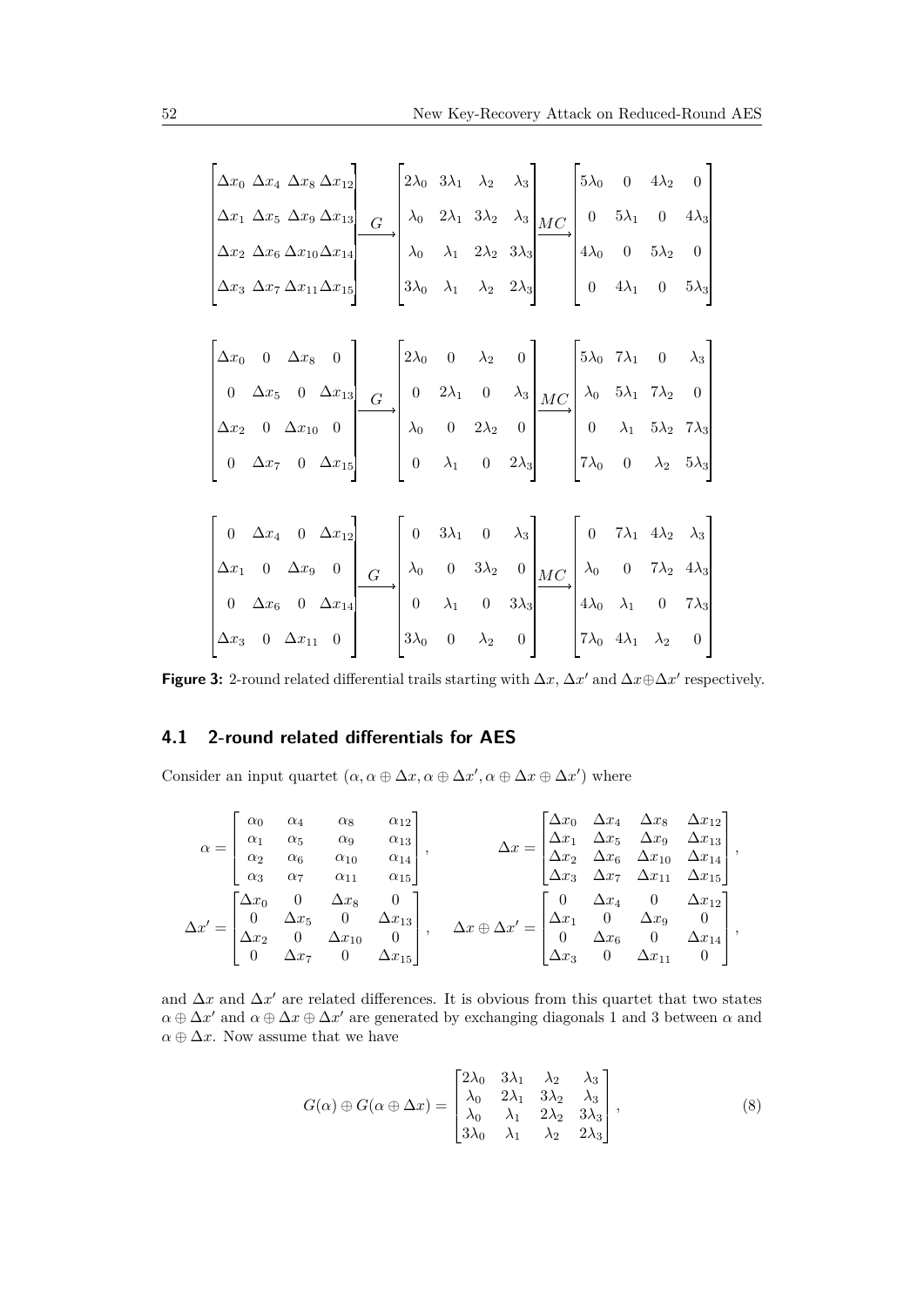$$
\begin{bmatrix} \Delta x_0 & \Delta x_4 & \Delta x_8 & \Delta x_{12} \\ \Delta x_1 & \Delta x_5 & \Delta x_9 & \Delta x_{13} \\ \Delta x_2 & \Delta x_6 & \Delta x_{10} & \Delta x_{14} \\ \Delta x_3 & \Delta x_7 & \Delta x_{11} & \Delta x_{15} \end{bmatrix} \xrightarrow{G} \begin{bmatrix} 2\lambda_0 & 3\lambda_1 & \lambda_2 & \lambda_3 \\ \lambda_0 & 2\lambda_1 & 3\lambda_2 & \lambda_3 \\ \lambda_0 & \lambda_1 & 2\lambda_2 & 3\lambda_3 \\ 3\lambda_0 & \lambda_1 & \lambda_2 & 2\lambda_3 \end{bmatrix} \xrightarrow{MC} \begin{bmatrix} 5\lambda_0 & 0 & 4\lambda_2 & 0 \\ 0 & 5\lambda_1 & 0 & 4\lambda_3 \\ 4\lambda_0 & 0 & 5\lambda_2 & 0 \\ 0 & 4\lambda_1 & 0 & 5\lambda_3 \end{bmatrix}
$$

$$
\begin{bmatrix} \Delta x_0 & 0 & \Delta x_8 & 0 \\ 0 & \Delta x_5 & 0 & \Delta x_{13} \\ \Delta x_2 & 0 & \Delta x_{10} & 0 \\ 0 & \Delta x_7 & 0 & \Delta x_{15} \end{bmatrix} \xrightarrow{G} \begin{bmatrix} 2\lambda_0 & 0 & \lambda_2 & 0 \\ 0 & 2\lambda_1 & 0 & \lambda_3 \\ \lambda_0 & 0 & 2\lambda_2 & 0 \\ 0 & \lambda_1 & 0 & 2\lambda_3 \end{bmatrix} \xrightarrow{MC} \begin{bmatrix} 5\lambda_0 & 7\lambda_1 & 0 & \lambda_3 \\ \lambda_0 & 5\lambda_1 & 7\lambda_2 & 0 \\ 0 & \lambda_1 & 5\lambda_2 & 7\lambda_3 \\ 7\lambda_0 & 0 & \lambda_2 & 5\lambda_3 \end{bmatrix}
$$

$$
\begin{bmatrix} 0 & \Delta x_4 & 0 & \Delta x_{12} \\ \Delta x_1 & 0 & \Delta x_9 & 0 \\ 0 & \Delta x_6 & 0 & \Delta x_{14} \\ \Delta x_3 & 0 & \Delta x_{11} & 0 \end{bmatrix} \xrightarrow{G} \begin{bmatrix} 0 & 3\lambda_1 & 0 & \lambda_3 \\ \lambda_0 & 0 & 3\lambda_2 & 0 \\ 0 & \lambda_1 & 0 & 3\lambda_3 \\ 3\lambda_0 & 0 & \lambda_2 & 0 \end{bmatrix} \xrightarrow{MC} \begin{bmatrix} 0 & 7\lambda_1 & 4\lambda_2 & \lambda_3 \\ \lambda_0 & 0 & 7\lambda_2 & 4\lambda_3 \\ 4\lambda_0 & \lambda_1 & 0 & 7\lambda_3 \\ 7\lambda_0 & 4\lambda_1 & \lambda_2 & 0 \end{bmatrix}
$$

**Figure 3:** 2-round related differential trails starting with $\Delta x$, $\Delta x'$ and $\Delta x \oplus \Delta x'$ respectively.

### 4.1 2-round related differentials for AES

Consider an input quartet $(\alpha, \alpha \oplus \Delta x, \alpha \oplus \Delta x', \alpha \oplus \Delta x \oplus \Delta x')$ where

$$
\alpha = \begin{bmatrix} \alpha_0 & \alpha_4 & \alpha_8 & \alpha_{12} \\ \alpha_1 & \alpha_5 & \alpha_9 & \alpha_{13} \\ \alpha_2 & \alpha_6 & \alpha_{10} & \alpha_{14} \\ \alpha_3 & \alpha_7 & \alpha_{11} & \alpha_{15} \end{bmatrix}, \qquad \Delta x = \begin{bmatrix} \Delta x_0 & \Delta x_4 & \Delta x_8 & \Delta x_{12} \\ \Delta x_1 & \Delta x_5 & \Delta x_9 & \Delta x_{13} \\ \Delta x_2 & \Delta x_6 & \Delta x_{10} & \Delta x_{14} \\ \Delta x_3 & \Delta x_7 & \Delta x_{11} & \Delta x_{15} \end{bmatrix},
$$

$$
\Delta x' = \begin{bmatrix} \Delta x_0 & 0 & \Delta x_8 & 0 \\ 0 & \Delta x_5 & 0 & \Delta x_{13} \\ \Delta x_2 & 0 & \Delta x_{10} & 0 \\ 0 & \Delta x_7 & 0 & \Delta x_{15} \end{bmatrix}, \quad \Delta x \oplus \Delta x' = \begin{bmatrix} 0 & \Delta x_4 & 0 & \Delta x_{12} \\ \Delta x_1 & 0 & \Delta x_9 & 0 \\ 0 & \Delta x_6 & 0 & \Delta x_{14} \\ \Delta x_3 & 0 & \Delta x_{11} & 0 \end{bmatrix},
$$

and $\Delta x$ and $\Delta x'$ are related differences. It is obvious from this quartet that two states $\alpha \oplus \Delta x'$ and $\alpha \oplus \Delta x \oplus \Delta x'$ are generated by exchanging diagonals 1 and 3 between $\alpha$ and $\alpha \oplus \Delta x$. Now assume that we have

$$
G(\alpha) \oplus G(\alpha \oplus \Delta x) = \begin{bmatrix} 2\lambda_0 & 3\lambda_1 & \lambda_2 & \lambda_3 \\ \lambda_0 & 2\lambda_1 & 3\lambda_2 & \lambda_3 \\ \lambda_0 & \lambda_1 & 2\lambda_2 & 3\lambda_3 \\ 3\lambda_0 & \lambda_1 & \lambda_2 & 2\lambda_3 \end{bmatrix}, \tag{8}
$$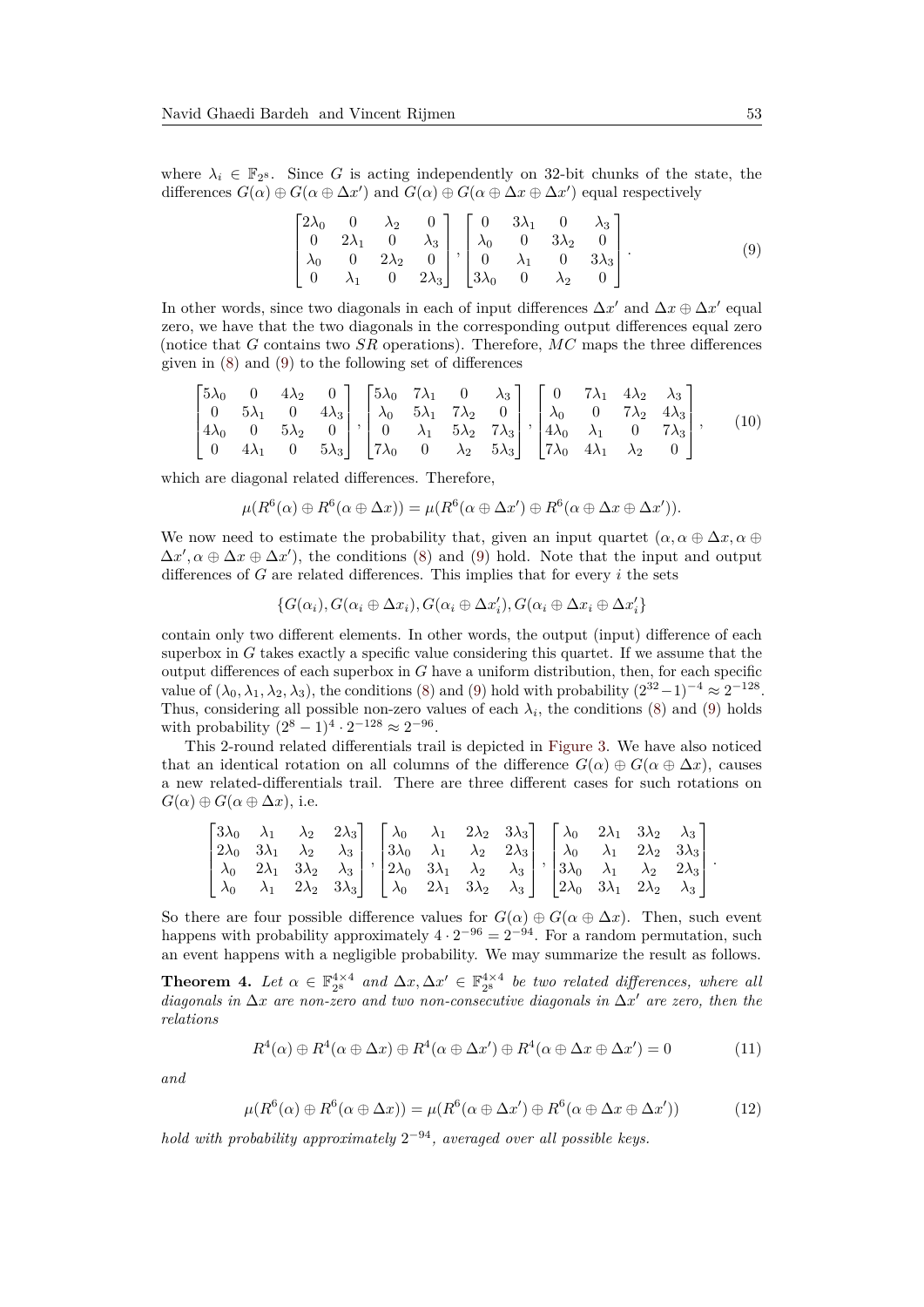where $\lambda_i \in \mathbb{F}_{2^8}$. Since $G$ is acting independently on 32-bit chunks of the state, the differences $G(\alpha) \oplus G(\alpha \oplus \Delta x')$ and $G(\alpha) \oplus G(\alpha \oplus \Delta x \oplus \Delta x')$ equal respectively

$$\begin{bmatrix} 2\lambda_0 & 0 & \lambda_2 & 0 \\ 0 & 2\lambda_1 & 0 & \lambda_3 \\ \lambda_0 & 0 & 2\lambda_2 & 0 \\ 0 & \lambda_1 & 0 & 2\lambda_3 \end{bmatrix}, \begin{bmatrix} 0 & 3\lambda_1 & 0 & \lambda_3 \\ \lambda_0 & 0 & 3\lambda_2 & 0 \\ 0 & \lambda_1 & 0 & 3\lambda_3 \\ 3\lambda_0 & 0 & \lambda_2 & 0 \end{bmatrix}. \tag{9}$$

In other words, since two diagonals in each of input differences $\Delta x'$ and $\Delta x \oplus \Delta x'$ equal zero, we have that the two diagonals in the corresponding output differences equal zero (notice that $G$ contains two $SR$ operations). Therefore, $MC$ maps the three differences given in (8) and (9) to the following set of differences

$$\begin{bmatrix} 5\lambda_0 & 0 & 4\lambda_2 & 0 \\ 0 & 5\lambda_1 & 0 & 4\lambda_3 \\ 4\lambda_0 & 0 & 5\lambda_2 & 0 \\ 0 & 4\lambda_1 & 0 & 5\lambda_3 \end{bmatrix}, \begin{bmatrix} 5\lambda_0 & 7\lambda_1 & 0 & \lambda_3 \\ \lambda_0 & 5\lambda_1 & 7\lambda_2 & 0 \\ 0 & \lambda_1 & 5\lambda_2 & 7\lambda_3 \\ 7\lambda_0 & 0 & \lambda_2 & 5\lambda_3 \end{bmatrix}, \begin{bmatrix} 0 & 7\lambda_1 & 4\lambda_2 & \lambda_3 \\ \lambda_0 & 0 & 7\lambda_2 & 4\lambda_3 \\ 4\lambda_0 & \lambda_1 & 0 & 7\lambda_3 \\ 7\lambda_0 & 4\lambda_1 & \lambda_2 & 0 \end{bmatrix}, \tag{10}$$

which are diagonal related differences. Therefore,

$$\mu(R^6(\alpha) \oplus R^6(\alpha \oplus \Delta x)) = \mu(R^6(\alpha \oplus \Delta x') \oplus R^6(\alpha \oplus \Delta x \oplus \Delta x')).$$

We now need to estimate the probability that, given an input quartet $(\alpha, \alpha \oplus \Delta x, \alpha \oplus \Delta x', \alpha \oplus \Delta x \oplus \Delta x')$, the conditions (8) and (9) hold. Note that the input and output differences of $G$ are related differences. This implies that for every $i$ the sets

$$\{G(\alpha_i), G(\alpha_i \oplus \Delta x_i), G(\alpha_i \oplus \Delta x'_i), G(\alpha_i \oplus \Delta x_i \oplus \Delta x'_i\}$$

contain only two different elements. In other words, the output (input) difference of each superbox in $G$ takes exactly a specific value considering this quartet. If we assume that the output differences of each superbox in $G$ have a uniform distribution, then, for each specific value of $(\lambda_0, \lambda_1, \lambda_2, \lambda_3)$, the conditions (8) and (9) hold with probability $(2^{32}-1)^{-4} \approx 2^{-128}$. Thus, considering all possible non-zero values of each $\lambda_i$, the conditions (8) and (9) holds with probability $(2^8-1)^4 \cdot 2^{-128} \approx 2^{-96}$.

This 2-round related differentials trail is depicted in Figure 3. We have also noticed that an identical rotation on all columns of the difference $G(\alpha) \oplus G(\alpha \oplus \Delta x)$, causes a new related-differentials trail. There are three different cases for such rotations on $G(\alpha) \oplus G(\alpha \oplus \Delta x)$, i.e.

$$\begin{bmatrix} 3\lambda_0 & \lambda_1 & \lambda_2 & 2\lambda_3 \\ 2\lambda_0 & 3\lambda_1 & \lambda_2 & \lambda_3 \\ \lambda_0 & 2\lambda_1 & 3\lambda_2 & \lambda_3 \\ \lambda_0 & \lambda_1 & 2\lambda_2 & 3\lambda_3 \end{bmatrix}, \begin{bmatrix} \lambda_0 & \lambda_1 & 2\lambda_2 & 3\lambda_3 \\ 3\lambda_0 & \lambda_1 & \lambda_2 & 2\lambda_3 \\ 2\lambda_0 & 3\lambda_1 & \lambda_2 & \lambda_3 \\ \lambda_0 & 2\lambda_1 & 3\lambda_2 & \lambda_3 \end{bmatrix}, \begin{bmatrix} \lambda_0 & 2\lambda_1 & 3\lambda_2 & \lambda_3 \\ \lambda_0 & \lambda_1 & 2\lambda_2 & 3\lambda_3 \\ 3\lambda_0 & \lambda_1 & \lambda_2 & 2\lambda_3 \\ 2\lambda_0 & 3\lambda_1 & 2\lambda_2 & \lambda_3 \end{bmatrix}.$$

So there are four possible difference values for $G(\alpha) \oplus G(\alpha \oplus \Delta x)$. Then, such event happens with probability approximately $4 \cdot 2^{-96} = 2^{-94}$. For a random permutation, such an event happens with a negligible probability. We may summarize the result as follows.

**Theorem 4.** *Let $\alpha \in \mathbb{F}_{2^8}^{4\times 4}$ and $\Delta x, \Delta x' \in \mathbb{F}_{2^8}^{4\times 4}$ be two related differences, where all diagonals in $\Delta x$ are non-zero and two non-consecutive diagonals in $\Delta x'$ are zero, then the relations*

$$R^4(\alpha) \oplus R^4(\alpha \oplus \Delta x) \oplus R^4(\alpha \oplus \Delta x') \oplus R^4(\alpha \oplus \Delta x \oplus \Delta x') = 0 \tag{11}$$

*and*

$$\mu(R^6(\alpha) \oplus R^6(\alpha \oplus \Delta x)) = \mu(R^6(\alpha \oplus \Delta x') \oplus R^6(\alpha \oplus \Delta x \oplus \Delta x')) \tag{12}$$

*hold with probability approximately $2^{-94}$, averaged over all possible keys.*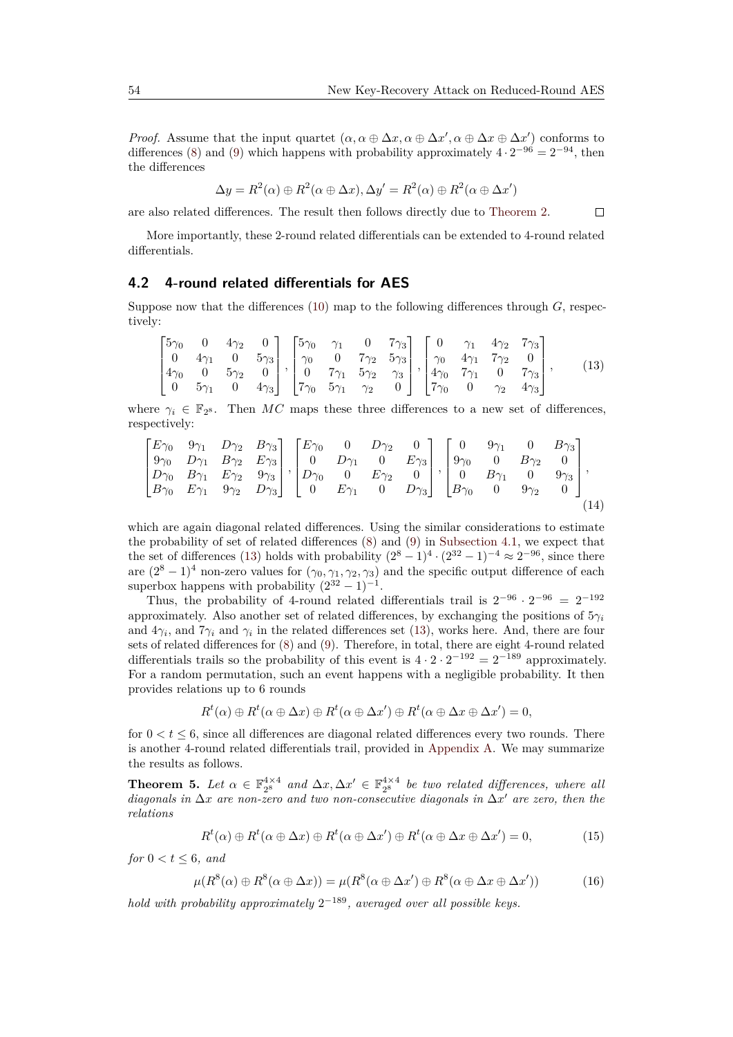*Proof.* Assume that the input quartet $(\alpha, \alpha \oplus \Delta x, \alpha \oplus \Delta x', \alpha \oplus \Delta x \oplus \Delta x')$ conforms to differences (8) and (9) which happens with probability approximately $4 \cdot 2^{-96} = 2^{-94}$, then the differences

$$\Delta y = R^2(\alpha) \oplus R^2(\alpha \oplus \Delta x), \Delta y' = R^2(\alpha) \oplus R^2(\alpha \oplus \Delta x')$$

are also related differences. The result then follows directly due to Theorem 2. $\square$

More importantly, these 2-round related differentials can be extended to 4-round related differentials.

## 4.2 4-round related differentials for AES

Suppose now that the differences (10) map to the following differences through $G$, respectively:

$$\begin{bmatrix} 5\gamma_0 & 0 & 4\gamma_2 & 0 \\ 0 & 4\gamma_1 & 0 & 5\gamma_3 \\ 4\gamma_0 & 0 & 5\gamma_2 & 0 \\ 0 & 5\gamma_1 & 0 & 4\gamma_3 \end{bmatrix}, \begin{bmatrix} 5\gamma_0 & \gamma_1 & 0 & 7\gamma_3 \\ \gamma_0 & 0 & 7\gamma_2 & 5\gamma_3 \\ 0 & 7\gamma_1 & 5\gamma_2 & \gamma_3 \\ 7\gamma_0 & 5\gamma_1 & \gamma_2 & 0 \end{bmatrix}, \begin{bmatrix} 0 & \gamma_1 & 4\gamma_2 & 7\gamma_3 \\ \gamma_0 & 4\gamma_1 & 7\gamma_2 & 0 \\ 4\gamma_0 & 7\gamma_1 & 0 & 7\gamma_3 \\ 7\gamma_0 & 0 & \gamma_2 & 4\gamma_3 \end{bmatrix}, \tag{13}$$

where $\gamma_i \in \mathbb{F}_{2^8}$. Then $MC$ maps these three differences to a new set of differences, respectively:

$$\begin{bmatrix} E\gamma_0 & 9\gamma_1 & D\gamma_2 & B\gamma_3 \\ 9\gamma_0 & D\gamma_1 & B\gamma_2 & E\gamma_3 \\ D\gamma_0 & B\gamma_1 & E\gamma_2 & 9\gamma_3 \\ B\gamma_0 & E\gamma_1 & 9\gamma_2 & D\gamma_3 \end{bmatrix}, \begin{bmatrix} E\gamma_0 & 0 & D\gamma_2 & 0 \\ 0 & D\gamma_1 & 0 & E\gamma_3 \\ D\gamma_0 & 0 & E\gamma_2 & 0 \\ 0 & E\gamma_1 & 0 & D\gamma_3 \end{bmatrix}, \begin{bmatrix} 0 & 9\gamma_1 & 0 & B\gamma_3 \\ 9\gamma_0 & 0 & B\gamma_2 & 0 \\ 0 & B\gamma_1 & 0 & 9\gamma_3 \\ B\gamma_0 & 0 & 9\gamma_2 & 0 \end{bmatrix}, \tag{14}$$

which are again diagonal related differences. Using the similar considerations to estimate the probability of set of related differences (8) and (9) in Subsection 4.1, we expect that the set of differences (13) holds with probability $(2^8-1)^4 \cdot (2^{32}-1)^{-4} \approx 2^{-96}$, since there are $(2^8-1)^4$ non-zero values for $(\gamma_0, \gamma_1, \gamma_2, \gamma_3)$ and the specific output difference of each superbox happens with probability $(2^{32}-1)^{-1}$.

Thus, the probability of 4-round related differentials trail is $2^{-96} \cdot 2^{-96} = 2^{-192}$ approximately. Also another set of related differences, by exchanging the positions of $5\gamma_i$ and $4\gamma_i$, and $7\gamma_i$ and $\gamma_i$ in the related differences set (13), works here. And, there are four sets of related differences for (8) and (9). Therefore, in total, there are eight 4-round related differentials trails so the probability of this event is $4 \cdot 2 \cdot 2^{-192} = 2^{-189}$ approximately. For a random permutation, such an event happens with a negligible probability. It then provides relations up to 6 rounds

$$R^t(\alpha) \oplus R^t(\alpha \oplus \Delta x) \oplus R^t(\alpha \oplus \Delta x') \oplus R^t(\alpha \oplus \Delta x \oplus \Delta x') = 0,$$

for $0 < t \leq 6$, since all differences are diagonal related differences every two rounds. There is another 4-round related differentials trail, provided in Appendix A. We may summarize the results as follows.

**Theorem 5.** *Let $\alpha \in \mathbb{F}_{2^8}^{4\times4}$ and $\Delta x, \Delta x' \in \mathbb{F}_{2^8}^{4\times4}$ be two related differences, where all diagonals in $\Delta x$ are non-zero and two non-consecutive diagonals in $\Delta x'$ are zero, then the relations*

$$R^t(\alpha) \oplus R^t(\alpha \oplus \Delta x) \oplus R^t(\alpha \oplus \Delta x') \oplus R^t(\alpha \oplus \Delta x \oplus \Delta x') = 0, \tag{15}$$

*for $0 < t \leq 6$, and*

$$\mu(R^8(\alpha) \oplus R^8(\alpha \oplus \Delta x)) = \mu(R^8(\alpha \oplus \Delta x') \oplus R^8(\alpha \oplus \Delta x \oplus \Delta x')) \tag{16}$$

*hold with probability approximately $2^{-189}$, averaged over all possible keys.*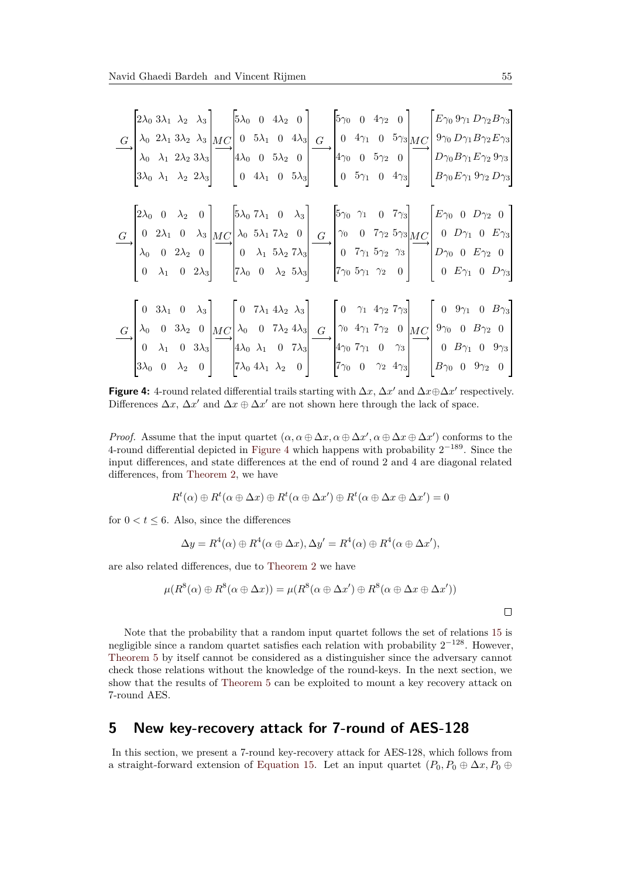$$\xrightarrow{G}\begin{bmatrix}2\lambda_0 & 3\lambda_1 & \lambda_2 & \lambda_3\\ \lambda_0 & 2\lambda_1 & 3\lambda_2 & \lambda_3\\ \lambda_0 & \lambda_1 & 2\lambda_2 & 3\lambda_3\\ 3\lambda_0 & \lambda_1 & \lambda_2 & 2\lambda_3\end{bmatrix}\xrightarrow{MC}\begin{bmatrix}5\lambda_0 & 0 & 4\lambda_2 & 0\\ 0 & 5\lambda_1 & 0 & 4\lambda_3\\ 4\lambda_0 & 0 & 5\lambda_2 & 0\\ 0 & 4\lambda_1 & 0 & 5\lambda_3\end{bmatrix}\xrightarrow{G}\begin{bmatrix}5\gamma_0 & 0 & 4\gamma_2 & 0\\ 0 & 4\gamma_1 & 0 & 5\gamma_3\\ 4\gamma_0 & 0 & 5\gamma_2 & 0\\ 0 & 5\gamma_1 & 0 & 4\gamma_3\end{bmatrix}\xrightarrow{MC}\begin{bmatrix}E\gamma_0 & 9\gamma_1 & D\gamma_2 & B\gamma_3\\ 9\gamma_0 & D\gamma_1 & B\gamma_2 & E\gamma_3\\ D\gamma_0 & B\gamma_1 & E\gamma_2 & 9\gamma_3\\ B\gamma_0 & E\gamma_1 & 9\gamma_2 & D\gamma_3\end{bmatrix}$$

$$\xrightarrow{G}\begin{bmatrix}2\lambda_0 & 0 & \lambda_2 & 0\\ 0 & 2\lambda_1 & 0 & \lambda_3\\ \lambda_0 & 0 & 2\lambda_2 & 0\\ 0 & \lambda_1 & 0 & 2\lambda_3\end{bmatrix}\xrightarrow{MC}\begin{bmatrix}5\lambda_0 & 7\lambda_1 & 0 & \lambda_3\\ \lambda_0 & 5\lambda_1 & 7\lambda_2 & 0\\ 0 & \lambda_1 & 5\lambda_2 & 7\lambda_3\\ 7\lambda_0 & 0 & \lambda_2 & 5\lambda_3\end{bmatrix}\xrightarrow{G}\begin{bmatrix}5\gamma_0 & \gamma_1 & 0 & 7\gamma_3\\ \gamma_0 & 0 & 7\gamma_2 & 5\gamma_3\\ 0 & 7\gamma_1 & 5\gamma_2 & \gamma_3\\ 7\gamma_0 & 5\gamma_1 & \gamma_2 & 0\end{bmatrix}\xrightarrow{MC}\begin{bmatrix}E\gamma_0 & 0 & D\gamma_2 & 0\\ 0 & D\gamma_1 & 0 & E\gamma_3\\ D\gamma_0 & 0 & E\gamma_2 & 0\\ 0 & E\gamma_1 & 0 & D\gamma_3\end{bmatrix}$$

$$\xrightarrow{G}\begin{bmatrix}0 & 3\lambda_1 & 0 & \lambda_3\\ \lambda_0 & 0 & 3\lambda_2 & 0\\ 0 & \lambda_1 & 0 & 3\lambda_3\\ 3\lambda_0 & 0 & \lambda_2 & 0\end{bmatrix}\xrightarrow{MC}\begin{bmatrix}0 & 7\lambda_1 & 4\lambda_2 & \lambda_3\\ \lambda_0 & 0 & 7\lambda_2 & 4\lambda_3\\ 4\lambda_0 & \lambda_1 & 0 & 7\lambda_3\\ 7\lambda_0 & 4\lambda_1 & \lambda_2 & 0\end{bmatrix}\xrightarrow{G}\begin{bmatrix}0 & \gamma_1 & 4\gamma_2 & 7\gamma_3\\ \gamma_0 & 4\gamma_1 & 7\gamma_2 & 0\\ 4\gamma_0 & 7\gamma_1 & 0 & \gamma_3\\ 7\gamma_0 & 0 & \gamma_2 & 4\gamma_3\end{bmatrix}\xrightarrow{MC}\begin{bmatrix}0 & 9\gamma_1 & 0 & B\gamma_3\\ 9\gamma_0 & 0 & B\gamma_2 & 0\\ 0 & B\gamma_1 & 0 & 9\gamma_3\\ B\gamma_0 & 0 & 9\gamma_2 & 0\end{bmatrix}$$

**Figure 4:** 4-round related differential trails starting with $\Delta x$, $\Delta x'$ and $\Delta x \oplus \Delta x'$ respectively. Differences $\Delta x$, $\Delta x'$ and $\Delta x \oplus \Delta x'$ are not shown here through the lack of space.

*Proof.* Assume that the input quartet $(\alpha, \alpha \oplus \Delta x, \alpha \oplus \Delta x', \alpha \oplus \Delta x \oplus \Delta x')$ conforms to the 4-round differential depicted in Figure 4 which happens with probability $2^{-189}$. Since the input differences, and state differences at the end of round 2 and 4 are diagonal related differences, from Theorem 2, we have

$$R^t(\alpha) \oplus R^t(\alpha \oplus \Delta x) \oplus R^t(\alpha \oplus \Delta x') \oplus R^t(\alpha \oplus \Delta x \oplus \Delta x') = 0$$

for $0 < t \leq 6$. Also, since the differences

$$\Delta y = R^4(\alpha) \oplus R^4(\alpha \oplus \Delta x), \Delta y' = R^4(\alpha) \oplus R^4(\alpha \oplus \Delta x'),$$

are also related differences, due to Theorem 2 we have

$$\mu(R^8(\alpha) \oplus R^8(\alpha \oplus \Delta x)) = \mu(R^8(\alpha \oplus \Delta x') \oplus R^8(\alpha \oplus \Delta x \oplus \Delta x'))$$

□

Note that the probability that a random input quartet follows the set of relations 15 is negligible since a random quartet satisfies each relation with probability $2^{-128}$. However, Theorem 5 by itself cannot be considered as a distinguisher since the adversary cannot check those relations without the knowledge of the round-keys. In the next section, we show that the results of Theorem 5 can be exploited to mount a key recovery attack on 7-round AES.

## 5 New key-recovery attack for 7-round of AES-128

In this section, we present a 7-round key-recovery attack for AES-128, which follows from a straight-forward extension of Equation 15. Let an input quartet $(P_0, P_0 \oplus \Delta x, P_0 \oplus$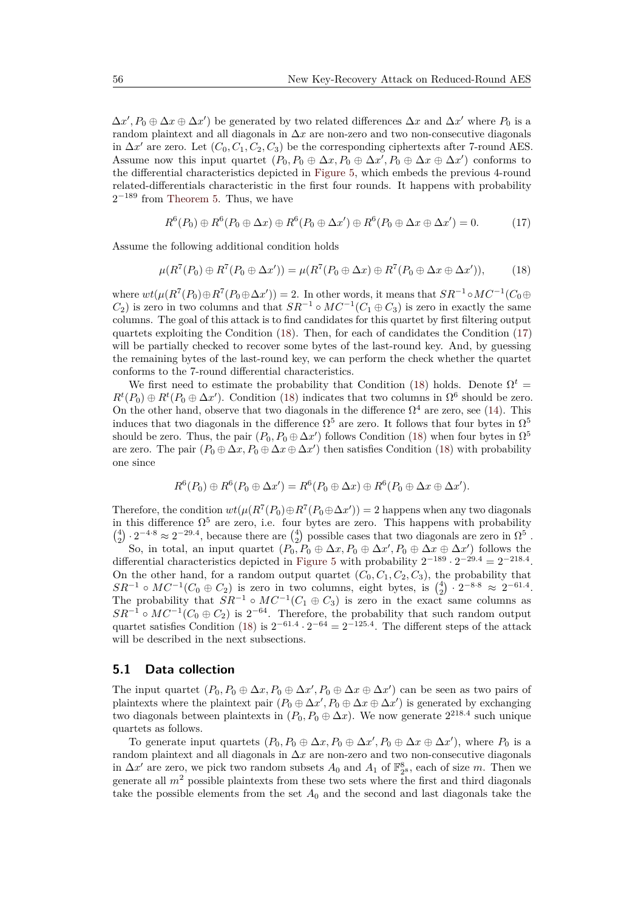$\Delta x', P_0 \oplus \Delta x \oplus \Delta x'$) be generated by two related differences $\Delta x$ and $\Delta x'$ where $P_0$ is a random plaintext and all diagonals in $\Delta x$ are non-zero and two non-consecutive diagonals in $\Delta x'$ are zero. Let $(C_0, C_1, C_2, C_3)$ be the corresponding ciphertexts after 7-round AES. Assume now this input quartet $(P_0, P_0 \oplus \Delta x, P_0 \oplus \Delta x', P_0 \oplus \Delta x \oplus \Delta x')$ conforms to the differential characteristics depicted in Figure 5, which embeds the previous 4-round related-differentials characteristic in the first four rounds. It happens with probability $2^{-189}$ from Theorem 5. Thus, we have

$$R^6(P_0) \oplus R^6(P_0 \oplus \Delta x) \oplus R^6(P_0 \oplus \Delta x') \oplus R^6(P_0 \oplus \Delta x \oplus \Delta x') = 0. \tag{17}$$

Assume the following additional condition holds

$$\mu(R^7(P_0) \oplus R^7(P_0 \oplus \Delta x')) = \mu(R^7(P_0 \oplus \Delta x) \oplus R^7(P_0 \oplus \Delta x \oplus \Delta x')), \tag{18}$$

where $wt(\mu(R^7(P_0) \oplus R^7(P_0 \oplus \Delta x')) = 2$. In other words, it means that $SR^{-1} \circ MC^{-1}(C_0 \oplus C_2)$ is zero in two columns and that $SR^{-1} \circ MC^{-1}(C_1 \oplus C_3)$ is zero in exactly the same columns. The goal of this attack is to find candidates for this quartet by first filtering output quartets exploiting the Condition (18). Then, for each of candidates the Condition (17) will be partially checked to recover some bytes of the last-round key. And, by guessing the remaining bytes of the last-round key, we can perform the check whether the quartet conforms to the 7-round differential characteristics.

We first need to estimate the probability that Condition (18) holds. Denote $\Omega^t = R^t(P_0) \oplus R^t(P_0 \oplus \Delta x')$. Condition (18) indicates that two columns in $\Omega^6$ should be zero. On the other hand, observe that two diagonals in the difference $\Omega^4$ are zero, see (14). This induces that two diagonals in the difference $\Omega^5$ are zero. It follows that four bytes in $\Omega^5$ should be zero. Thus, the pair $(P_0, P_0 \oplus \Delta x')$ follows Condition (18) when four bytes in $\Omega^5$ are zero. The pair $(P_0 \oplus \Delta x, P_0 \oplus \Delta x \oplus \Delta x')$ then satisfies Condition (18) with probability one since

$$R^6(P_0) \oplus R^6(P_0 \oplus \Delta x') = R^6(P_0 \oplus \Delta x) \oplus R^6(P_0 \oplus \Delta x \oplus \Delta x').$$

Therefore, the condition $wt(\mu(R^7(P_0) \oplus R^7(P_0 \oplus \Delta x')) = 2$ happens when any two diagonals in this difference $\Omega^5$ are zero, i.e. four bytes are zero. This happens with probability $\binom{4}{2} \cdot 2^{-4 \cdot 8} \approx 2^{-29.4}$, because there are $\binom{4}{2}$ possible cases that two diagonals are zero in $\Omega^5$.

So, in total, an input quartet $(P_0, P_0 \oplus \Delta x, P_0 \oplus \Delta x', P_0 \oplus \Delta x \oplus \Delta x')$ follows the differential characteristics depicted in Figure 5 with probability $2^{-189} \cdot 2^{-29.4} = 2^{-218.4}$. On the other hand, for a random output quartet $(C_0, C_1, C_2, C_3)$, the probability that $SR^{-1} \circ MC^{-1}(C_0 \oplus C_2)$ is zero in two columns, eight bytes, is $\binom{4}{2} \cdot 2^{-8 \cdot 8} \approx 2^{-61.4}$. The probability that $SR^{-1} \circ MC^{-1}(C_1 \oplus C_3)$ is zero in the exact same columns as $SR^{-1} \circ MC^{-1}(C_0 \oplus C_2)$ is $2^{-64}$. Therefore, the probability that such random output quartet satisfies Condition (18) is $2^{-61.4} \cdot 2^{-64} = 2^{-125.4}$. The different steps of the attack will be described in the next subsections.

## 5.1 Data collection

The input quartet $(P_0, P_0 \oplus \Delta x, P_0 \oplus \Delta x', P_0 \oplus \Delta x \oplus \Delta x')$ can be seen as two pairs of plaintexts where the plaintext pair $(P_0 \oplus \Delta x', P_0 \oplus \Delta x \oplus \Delta x')$ is generated by exchanging two diagonals between plaintexts in $(P_0, P_0 \oplus \Delta x)$. We now generate $2^{218.4}$ such unique quartets as follows.

To generate input quartets $(P_0, P_0 \oplus \Delta x, P_0 \oplus \Delta x', P_0 \oplus \Delta x \oplus \Delta x')$, where $P_0$ is a random plaintext and all diagonals in $\Delta x$ are non-zero and two non-consecutive diagonals in $\Delta x'$ are zero, we pick two random subsets $A_0$ and $A_1$ of $\mathbb{F}_{2^8}^8$, each of size $m$. Then we generate all $m^2$ possible plaintexts from these two sets where the first and third diagonals take the possible elements from the set $A_0$ and the second and last diagonals take the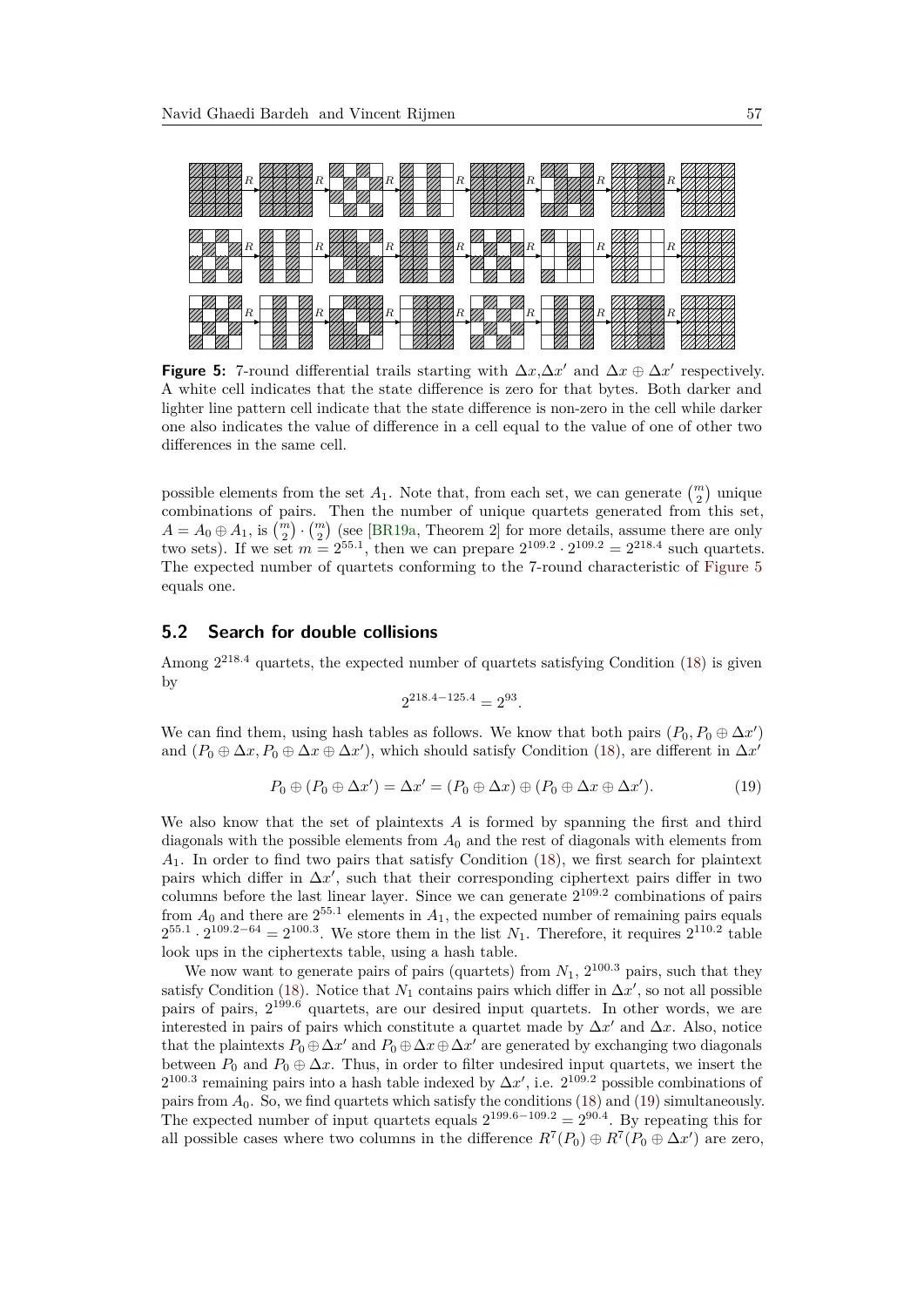**Figure 5:** 7-round differential trails starting with $\Delta x$,$\Delta x'$ and $\Delta x \oplus \Delta x'$ respectively. A white cell indicates that the state difference is zero for that bytes. Both darker and lighter line pattern cell indicate that the state difference is non-zero in the cell while darker one also indicates the value of difference in a cell equal to the value of one of other two differences in the same cell.

possible elements from the set $A_1$. Note that, from each set, we can generate $\binom{m}{2}$ unique combinations of pairs. Then the number of unique quartets generated from this set, $A = A_0 \oplus A_1$, is $\binom{m}{2} \cdot \binom{m}{2}$ (see [BR19a, Theorem 2] for more details, assume there are only two sets). If we set $m = 2^{55.1}$, then we can prepare $2^{109.2} \cdot 2^{109.2} = 2^{218.4}$ such quartets. The expected number of quartets conforming to the 7-round characteristic of Figure 5 equals one.

## 5.2 Search for double collisions

Among $2^{218.4}$ quartets, the expected number of quartets satisfying Condition (18) is given by

$$2^{218.4-125.4} = 2^{93}.$$

We can find them, using hash tables as follows. We know that both pairs $(P_0, P_0 \oplus \Delta x')$ and $(P_0 \oplus \Delta x, P_0 \oplus \Delta x \oplus \Delta x')$, which should satisfy Condition (18), are different in $\Delta x'$

$$P_0 \oplus (P_0 \oplus \Delta x') = \Delta x' = (P_0 \oplus \Delta x) \oplus (P_0 \oplus \Delta x \oplus \Delta x'). \tag{19}$$

We also know that the set of plaintexts $A$ is formed by spanning the first and third diagonals with the possible elements from $A_0$ and the rest of diagonals with elements from $A_1$. In order to find two pairs that satisfy Condition (18), we first search for plaintext pairs which differ in $\Delta x'$, such that their corresponding ciphertext pairs differ in two columns before the last linear layer. Since we can generate $2^{109.2}$ combinations of pairs from $A_0$ and there are $2^{55.1}$ elements in $A_1$, the expected number of remaining pairs equals $2^{55.1} \cdot 2^{109.2-64} = 2^{100.3}$. We store them in the list $N_1$. Therefore, it requires $2^{110.2}$ table look ups in the ciphertexts table, using a hash table.

We now want to generate pairs of pairs (quartets) from $N_1$, $2^{100.3}$ pairs, such that they satisfy Condition (18). Notice that $N_1$ contains pairs which differ in $\Delta x'$, so not all possible pairs of pairs, $2^{199.6}$ quartets, are our desired input quartets. In other words, we are interested in pairs of pairs which constitute a quartet made by $\Delta x'$ and $\Delta x$. Also, notice that the plaintexts $P_0 \oplus \Delta x'$ and $P_0 \oplus \Delta x \oplus \Delta x'$ are generated by exchanging two diagonals between $P_0$ and $P_0 \oplus \Delta x$. Thus, in order to filter undesired input quartets, we insert the $2^{100.3}$ remaining pairs into a hash table indexed by $\Delta x'$, i.e. $2^{109.2}$ possible combinations of pairs from $A_0$. So, we find quartets which satisfy the conditions (18) and (19) simultaneously. The expected number of input quartets equals $2^{199.6-109.2} = 2^{90.4}$. By repeating this for all possible cases where two columns in the difference $R^7(P_0) \oplus R^7(P_0 \oplus \Delta x')$ are zero,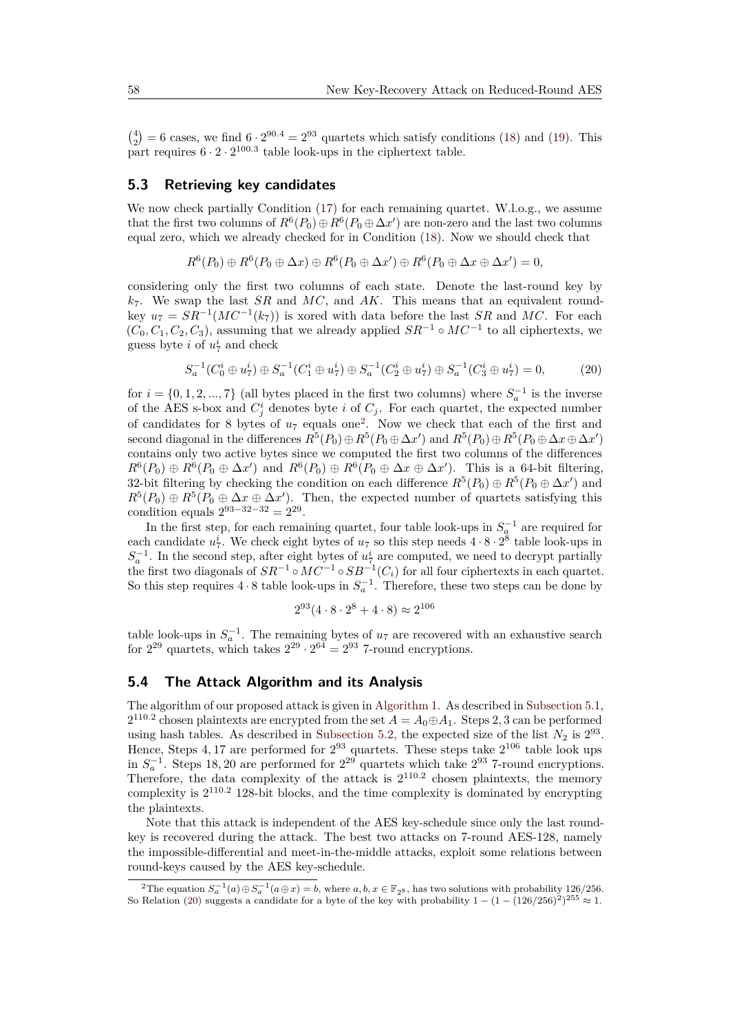$\binom{4}{2} = 6$ cases, we find $6 \cdot 2^{90.4} = 2^{93}$ quartets which satisfy conditions (18) and (19). This part requires $6 \cdot 2 \cdot 2^{100.3}$ table look-ups in the ciphertext table.

## 5.3 Retrieving key candidates

We now check partially Condition (17) for each remaining quartet. W.l.o.g., we assume that the first two columns of $R^6(P_0) \oplus R^6(P_0 \oplus \Delta x')$ are non-zero and the last two columns equal zero, which we already checked for in Condition (18). Now we should check that

$$R^6(P_0) \oplus R^6(P_0 \oplus \Delta x) \oplus R^6(P_0 \oplus \Delta x') \oplus R^6(P_0 \oplus \Delta x \oplus \Delta x') = 0,$$

considering only the first two columns of each state. Denote the last-round key by $k_7$. We swap the last $SR$ and $MC$, and $AK$. This means that an equivalent round-key $u_7 = SR^{-1}(MC^{-1}(k_7))$ is xored with data before the last $SR$ and $MC$. For each $(C_0, C_1, C_2, C_3)$, assuming that we already applied $SR^{-1} \circ MC^{-1}$ to all ciphertexts, we guess byte $i$ of $u_7^i$ and check

$$S_a^{-1}(C_0^i \oplus u_7^i) \oplus S_a^{-1}(C_1^i \oplus u_7^i) \oplus S_a^{-1}(C_2^i \oplus u_7^i) \oplus S_a^{-1}(C_3^i \oplus u_7^i) = 0, \tag{20}$$

for $i = \{0, 1, 2, ..., 7\}$ (all bytes placed in the first two columns) where $S_a^{-1}$ is the inverse of the AES s-box and $C_j^i$ denotes byte $i$ of $C_j$. For each quartet, the expected number of candidates for 8 bytes of $u_7$ equals one[2]. Now we check that each of the first and second diagonal in the differences $R^5(P_0) \oplus R^5(P_0 \oplus \Delta x')$ and $R^5(P_0) \oplus R^5(P_0 \oplus \Delta x \oplus \Delta x')$ contains only two active bytes since we computed the first two columns of the differences $R^6(P_0) \oplus R^6(P_0 \oplus \Delta x')$ and $R^6(P_0) \oplus R^6(P_0 \oplus \Delta x \oplus \Delta x')$. This is a 64-bit filtering, 32-bit filtering by checking the condition on each difference $R^5(P_0) \oplus R^5(P_0 \oplus \Delta x')$ and $R^5(P_0) \oplus R^5(P_0 \oplus \Delta x \oplus \Delta x')$. Then, the expected number of quartets satisfying this condition equals $2^{93-32-32} = 2^{29}$.

In the first step, for each remaining quartet, four table look-ups in $S_a^{-1}$ are required for each candidate $u_7^i$. We check eight bytes of $u_7$ so this step needs $4 \cdot 8 \cdot 2^8$ table look-ups in $S_a^{-1}$. In the second step, after eight bytes of $u_7^i$ are computed, we need to decrypt partially the first two diagonals of $SR^{-1} \circ MC^{-1} \circ SB^{-1}(C_i)$ for all four ciphertexts in each quartet. So this step requires $4 \cdot 8$ table look-ups in $S_a^{-1}$. Therefore, these two steps can be done by

$$2^{93}(4 \cdot 8 \cdot 2^8 + 4 \cdot 8) \approx 2^{106}$$

table look-ups in $S_a^{-1}$. The remaining bytes of $u_7$ are recovered with an exhaustive search for $2^{29}$ quartets, which takes $2^{29} \cdot 2^{64} = 2^{93}$ 7-round encryptions.

## 5.4 The Attack Algorithm and its Analysis

The algorithm of our proposed attack is given in Algorithm 1. As described in Subsection 5.1, $2^{110.2}$ chosen plaintexts are encrypted from the set $A = A_0 \oplus A_1$. Steps 2, 3 can be performed using hash tables. As described in Subsection 5.2, the expected size of the list $N_2$ is $2^{93}$. Hence, Steps 4, 17 are performed for $2^{93}$ quartets. These steps take $2^{106}$ table look ups in $S_a^{-1}$. Steps 18, 20 are performed for $2^{29}$ quartets which take $2^{93}$ 7-round encryptions. Therefore, the data complexity of the attack is $2^{110.2}$ chosen plaintexts, the memory complexity is $2^{110.2}$ 128-bit blocks, and the time complexity is dominated by encrypting the plaintexts.

Note that this attack is independent of the AES key-schedule since only the last round-key is recovered during the attack. The best two attacks on 7-round AES-128, namely the impossible-differential and meet-in-the-middle attacks, exploit some relations between round-keys caused by the AES key-schedule.

---

[2] The equation $S_a^{-1}(a) \oplus S_a^{-1}(a \oplus x) = b$, where $a, b, x \in \mathbb{F}_{2^8}$, has two solutions with probability 126/256. So Relation (20) suggests a candidate for a byte of the key with probability $1 - (1 - (126/256)^2)^{255} \approx 1$.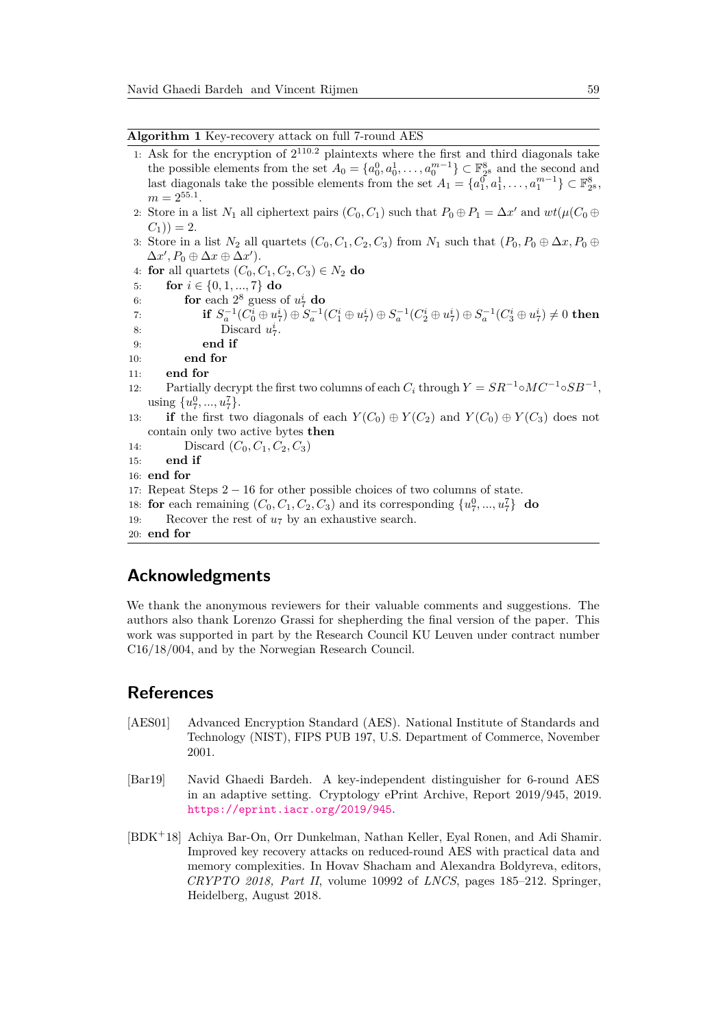**Algorithm 1** Key-recovery attack on full 7-round AES

```
1:  Ask for the encryption of 2^{110.2} plaintexts where the first and third diagonals take
    the possible elements from the set A_0 = {a_0^0, a_0^1, ..., a_0^{m-1}} ⊂ F_{2^8}^8 and the second and
    last diagonals take the possible elements from the set A_1 = {a_1^0, a_1^1, ..., a_1^{m-1}} ⊂ F_{2^8}^8,
    m = 2^{55.1}.
2:  Store in a list N_1 all ciphertext pairs (C_0, C_1) such that P_0 ⊕ P_1 = Δx' and wt(μ(C_0 ⊕
    C_1)) = 2.
3:  Store in a list N_2 all quartets (C_0, C_1, C_2, C_3) from N_1 such that (P_0, P_0 ⊕ Δx, P_0 ⊕
    Δx', P_0 ⊕ Δx ⊕ Δx').
4:  for all quartets (C_0, C_1, C_2, C_3) ∈ N_2 do
5:      for i ∈ {0, 1, ..., 7} do
6:          for each 2^8 guess of u_7^i do
7:              if S_a^{-1}(C_0^i ⊕ u_7^i) ⊕ S_a^{-1}(C_1^i ⊕ u_7^i) ⊕ S_a^{-1}(C_2^i ⊕ u_7^i) ⊕ S_a^{-1}(C_3^i ⊕ u_7^i) ≠ 0 then
8:                  Discard u_7^i.
9:              end if
10:         end for
11:     end for
12:     Partially decrypt the first two columns of each C_i through Y = SR^{-1}∘MC^{-1}∘SB^{-1},
        using {u_7^0, ..., u_7^7}.
13:     if the first two diagonals of each Y(C_0) ⊕ Y(C_2) and Y(C_0) ⊕ Y(C_3) does not
        contain only two active bytes then
14:         Discard (C_0, C_1, C_2, C_3)
15:     end if
16: end for
17: Repeat Steps 2 − 16 for other possible choices of two columns of state.
18: for each remaining (C_0, C_1, C_2, C_3) and its corresponding {u_7^0, ..., u_7^7} do
19:     Recover the rest of u_7 by an exhaustive search.
20: end for
```

## Acknowledgments

We thank the anonymous reviewers for their valuable comments and suggestions. The authors also thank Lorenzo Grassi for shepherding the final version of the paper. This work was supported in part by the Research Council KU Leuven under contract number C16/18/004, and by the Norwegian Research Council.

## References

[AES01] Advanced Encryption Standard (AES). National Institute of Standards and Technology (NIST), FIPS PUB 197, U.S. Department of Commerce, November 2001.

[Bar19] Navid Ghaedi Bardeh. A key-independent distinguisher for 6-round AES in an adaptive setting. Cryptology ePrint Archive, Report 2019/945, 2019. https://eprint.iacr.org/2019/945.

[BDK+18] Achiya Bar-On, Orr Dunkelman, Nathan Keller, Eyal Ronen, and Adi Shamir. Improved key recovery attacks on reduced-round AES with practical data and memory complexities. In Hovav Shacham and Alexandra Boldyreva, editors, *CRYPTO 2018, Part II*, volume 10992 of *LNCS*, pages 185–212. Springer, Heidelberg, August 2018.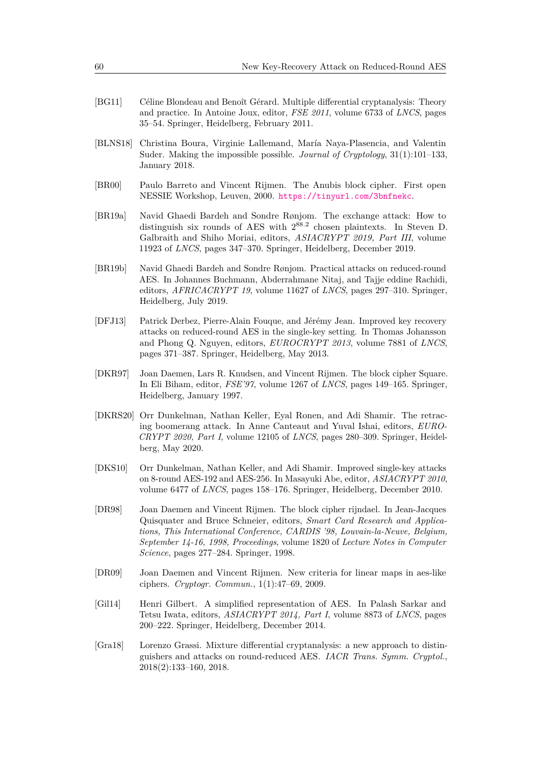[BG11] Céline Blondeau and Benoît Gérard. Multiple differential cryptanalysis: Theory and practice. In Antoine Joux, editor, *FSE 2011*, volume 6733 of *LNCS*, pages 35–54. Springer, Heidelberg, February 2011.

[BLNS18] Christina Boura, Virginie Lallemand, María Naya-Plasencia, and Valentin Suder. Making the impossible possible. *Journal of Cryptology*, 31(1):101–133, January 2018.

[BR00] Paulo Barreto and Vincent Rijmen. The Anubis block cipher. First open NESSIE Workshop, Leuven, 2000. https://tinyurl.com/3bnfnekc.

[BR19a] Navid Ghaedi Bardeh and Sondre Rønjom. The exchange attack: How to distinguish six rounds of AES with $2^{88.2}$ chosen plaintexts. In Steven D. Galbraith and Shiho Moriai, editors, *ASIACRYPT 2019, Part III*, volume 11923 of *LNCS*, pages 347–370. Springer, Heidelberg, December 2019.

[BR19b] Navid Ghaedi Bardeh and Sondre Rønjom. Practical attacks on reduced-round AES. In Johannes Buchmann, Abderrahmane Nitaj, and Tajje eddine Rachidi, editors, *AFRICACRYPT 19*, volume 11627 of *LNCS*, pages 297–310. Springer, Heidelberg, July 2019.

[DFJ13] Patrick Derbez, Pierre-Alain Fouque, and Jérémy Jean. Improved key recovery attacks on reduced-round AES in the single-key setting. In Thomas Johansson and Phong Q. Nguyen, editors, *EUROCRYPT 2013*, volume 7881 of *LNCS*, pages 371–387. Springer, Heidelberg, May 2013.

[DKR97] Joan Daemen, Lars R. Knudsen, and Vincent Rijmen. The block cipher Square. In Eli Biham, editor, *FSE'97*, volume 1267 of *LNCS*, pages 149–165. Springer, Heidelberg, January 1997.

[DKRS20] Orr Dunkelman, Nathan Keller, Eyal Ronen, and Adi Shamir. The retracing boomerang attack. In Anne Canteaut and Yuval Ishai, editors, *EUROCRYPT 2020, Part I*, volume 12105 of *LNCS*, pages 280–309. Springer, Heidelberg, May 2020.

[DKS10] Orr Dunkelman, Nathan Keller, and Adi Shamir. Improved single-key attacks on 8-round AES-192 and AES-256. In Masayuki Abe, editor, *ASIACRYPT 2010*, volume 6477 of *LNCS*, pages 158–176. Springer, Heidelberg, December 2010.

[DR98] Joan Daemen and Vincent Rijmen. The block cipher rijndael. In Jean-Jacques Quisquater and Bruce Schneier, editors, *Smart Card Research and Applications, This International Conference, CARDIS '98, Louvain-la-Neuve, Belgium, September 14-16, 1998, Proceedings*, volume 1820 of *Lecture Notes in Computer Science*, pages 277–284. Springer, 1998.

[DR09] Joan Daemen and Vincent Rijmen. New criteria for linear maps in aes-like ciphers. *Cryptogr. Commun.*, 1(1):47–69, 2009.

[Gil14] Henri Gilbert. A simplified representation of AES. In Palash Sarkar and Tetsu Iwata, editors, *ASIACRYPT 2014, Part I*, volume 8873 of *LNCS*, pages 200–222. Springer, Heidelberg, December 2014.

[Gra18] Lorenzo Grassi. Mixture differential cryptanalysis: a new approach to distinguishers and attacks on round-reduced AES. *IACR Trans. Symm. Cryptol.*, 2018(2):133–160, 2018.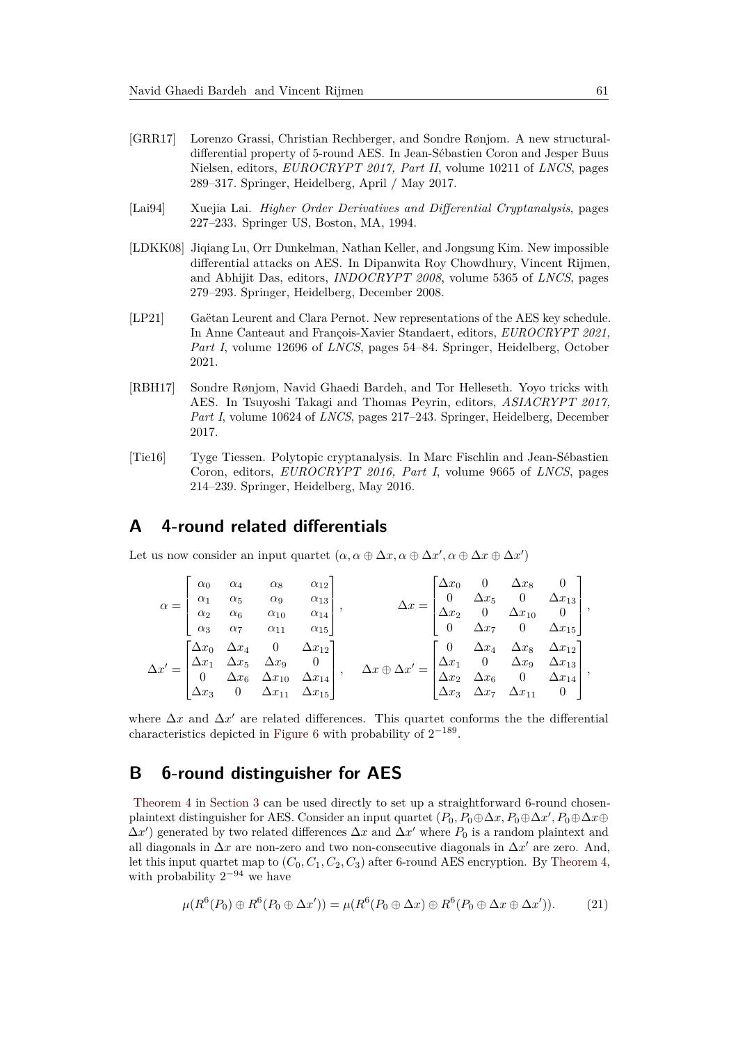[GRR17] Lorenzo Grassi, Christian Rechberger, and Sondre Rønjom. A new structural-differential property of 5-round AES. In Jean-Sébastien Coron and Jesper Buus Nielsen, editors, *EUROCRYPT 2017, Part II*, volume 10211 of *LNCS*, pages 289–317. Springer, Heidelberg, April / May 2017.

[Lai94] Xuejia Lai. *Higher Order Derivatives and Differential Cryptanalysis*, pages 227–233. Springer US, Boston, MA, 1994.

[LDKK08] Jiqiang Lu, Orr Dunkelman, Nathan Keller, and Jongsung Kim. New impossible differential attacks on AES. In Dipanwita Roy Chowdhury, Vincent Rijmen, and Abhijit Das, editors, *INDOCRYPT 2008*, volume 5365 of *LNCS*, pages 279–293. Springer, Heidelberg, December 2008.

[LP21] Gaëtan Leurent and Clara Pernot. New representations of the AES key schedule. In Anne Canteaut and François-Xavier Standaert, editors, *EUROCRYPT 2021, Part I*, volume 12696 of *LNCS*, pages 54–84. Springer, Heidelberg, October 2021.

[RBH17] Sondre Rønjom, Navid Ghaedi Bardeh, and Tor Helleseth. Yoyo tricks with AES. In Tsuyoshi Takagi and Thomas Peyrin, editors, *ASIACRYPT 2017, Part I*, volume 10624 of *LNCS*, pages 217–243. Springer, Heidelberg, December 2017.

[Tie16] Tyge Tiessen. Polytopic cryptanalysis. In Marc Fischlin and Jean-Sébastien Coron, editors, *EUROCRYPT 2016, Part I*, volume 9665 of *LNCS*, pages 214–239. Springer, Heidelberg, May 2016.

# A 4-round related differentials

Let us now consider an input quartet $(\alpha, \alpha \oplus \Delta x, \alpha \oplus \Delta x', \alpha \oplus \Delta x \oplus \Delta x')$

$$\alpha = \begin{bmatrix} \alpha_0 & \alpha_4 & \alpha_8 & \alpha_{12} \\ \alpha_1 & \alpha_5 & \alpha_9 & \alpha_{13} \\ \alpha_2 & \alpha_6 & \alpha_{10} & \alpha_{14} \\ \alpha_3 & \alpha_7 & \alpha_{11} & \alpha_{15} \end{bmatrix}, \qquad \Delta x = \begin{bmatrix} \Delta x_0 & 0 & \Delta x_8 & 0 \\ 0 & \Delta x_5 & 0 & \Delta x_{13} \\ \Delta x_2 & 0 & \Delta x_{10} & 0 \\ 0 & \Delta x_7 & 0 & \Delta x_{15} \end{bmatrix},$$

$$\Delta x' = \begin{bmatrix} \Delta x_0 & \Delta x_4 & 0 & \Delta x_{12} \\ \Delta x_1 & \Delta x_5 & \Delta x_9 & 0 \\ 0 & \Delta x_6 & \Delta x_{10} & \Delta x_{14} \\ \Delta x_3 & 0 & \Delta x_{11} & \Delta x_{15} \end{bmatrix}, \quad \Delta x \oplus \Delta x' = \begin{bmatrix} 0 & \Delta x_4 & \Delta x_8 & \Delta x_{12} \\ \Delta x_1 & 0 & \Delta x_9 & \Delta x_{13} \\ \Delta x_2 & \Delta x_6 & 0 & \Delta x_{14} \\ \Delta x_3 & \Delta x_7 & \Delta x_{11} & 0 \end{bmatrix},$$

where $\Delta x$ and $\Delta x'$ are related differences. This quartet conforms the the differential characteristics depicted in Figure 6 with probability of $2^{-189}$.

# B 6-round distinguisher for AES

Theorem 4 in Section 3 can be used directly to set up a straightforward 6-round chosen-plaintext distinguisher for AES. Consider an input quartet $(P_0, P_0 \oplus \Delta x, P_0 \oplus \Delta x', P_0 \oplus \Delta x \oplus \Delta x')$ generated by two related differences $\Delta x$ and $\Delta x'$ where $P_0$ is a random plaintext and all diagonals in $\Delta x$ are non-zero and two non-consecutive diagonals in $\Delta x'$ are zero. And, let this input quartet map to $(C_0, C_1, C_2, C_3)$ after 6-round AES encryption. By Theorem 4, with probability $2^{-94}$ we have

$$\mu(R^6(P_0) \oplus R^6(P_0 \oplus \Delta x')) = \mu(R^6(P_0 \oplus \Delta x) \oplus R^6(P_0 \oplus \Delta x \oplus \Delta x')). \tag{21}$$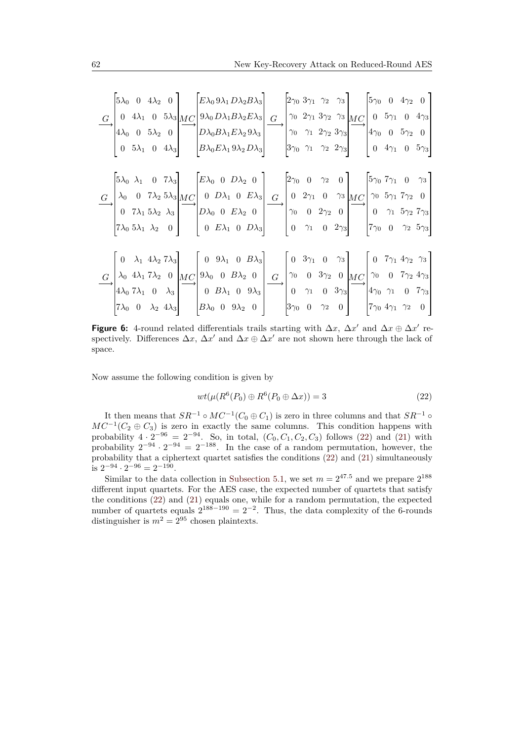$$\xrightarrow{G}\begin{bmatrix}5\lambda_0 & 0 & 4\lambda_2 & 0\\ 0 & 4\lambda_1 & 0 & 5\lambda_3\\ 4\lambda_0 & 0 & 5\lambda_2 & 0\\ 0 & 5\lambda_1 & 0 & 4\lambda_3\end{bmatrix}\xrightarrow{MC}\begin{bmatrix}E\lambda_0 & 9\lambda_1 & D\lambda_2 & B\lambda_3\\ 9\lambda_0 & D\lambda_1 & B\lambda_2 & E\lambda_3\\ D\lambda_0 & B\lambda_1 & E\lambda_2 & 9\lambda_3\\ B\lambda_0 & E\lambda_1 & 9\lambda_2 & D\lambda_3\end{bmatrix}\xrightarrow{G}\begin{bmatrix}2\gamma_0 & 3\gamma_1 & \gamma_2 & \gamma_3\\ \gamma_0 & 2\gamma_1 & 3\gamma_2 & \gamma_3\\ \gamma_0 & \gamma_1 & 2\gamma_2 & 3\gamma_3\\ 3\gamma_0 & \gamma_1 & \gamma_2 & 2\gamma_3\end{bmatrix}\xrightarrow{MC}\begin{bmatrix}5\gamma_0 & 0 & 4\gamma_2 & 0\\ 0 & 5\gamma_1 & 0 & 4\gamma_3\\ 4\gamma_0 & 0 & 5\gamma_2 & 0\\ 0 & 4\gamma_1 & 0 & 5\gamma_3\end{bmatrix}$$

$$\xrightarrow{G}\begin{bmatrix}5\lambda_0 & \lambda_1 & 0 & 7\lambda_3\\ \lambda_0 & 0 & 7\lambda_2 & 5\lambda_3\\ 0 & 7\lambda_1 & 5\lambda_2 & \lambda_3\\ 7\lambda_0 & 5\lambda_1 & \lambda_2 & 0\end{bmatrix}\xrightarrow{MC}\begin{bmatrix}E\lambda_0 & 0 & D\lambda_2 & 0\\ 0 & D\lambda_1 & 0 & E\lambda_3\\ D\lambda_0 & 0 & E\lambda_2 & 0\\ 0 & E\lambda_1 & 0 & D\lambda_3\end{bmatrix}\xrightarrow{G}\begin{bmatrix}2\gamma_0 & 0 & \gamma_2 & 0\\ 0 & 2\gamma_1 & 0 & \gamma_3\\ \gamma_0 & 0 & 2\gamma_2 & 0\\ 0 & \gamma_1 & 0 & 2\gamma_3\end{bmatrix}\xrightarrow{MC}\begin{bmatrix}5\gamma_0 & 7\gamma_1 & 0 & \gamma_3\\ \gamma_0 & 5\gamma_1 & 7\gamma_2 & 0\\ 0 & \gamma_1 & 5\gamma_2 & 7\gamma_3\\ 7\gamma_0 & 0 & \gamma_2 & 5\gamma_3\end{bmatrix}$$

$$\xrightarrow{G}\begin{bmatrix}0 & \lambda_1 & 4\lambda_2 & 7\lambda_3\\ \lambda_0 & 4\lambda_1 & 7\lambda_2 & 0\\ 4\lambda_0 & 7\lambda_1 & 0 & \lambda_3\\ 7\lambda_0 & 0 & \lambda_2 & 4\lambda_3\end{bmatrix}\xrightarrow{MC}\begin{bmatrix}0 & 9\lambda_1 & 0 & B\lambda_3\\ 9\lambda_0 & 0 & B\lambda_2 & 0\\ 0 & B\lambda_1 & 0 & 9\lambda_3\\ B\lambda_0 & 0 & 9\lambda_2 & 0\end{bmatrix}\xrightarrow{G}\begin{bmatrix}0 & 3\gamma_1 & 0 & \gamma_3\\ \gamma_0 & 0 & 3\gamma_2 & 0\\ 0 & \gamma_1 & 0 & 3\gamma_3\\ 3\gamma_0 & 0 & \gamma_2 & 0\end{bmatrix}\xrightarrow{MC}\begin{bmatrix}0 & 7\gamma_1 & 4\gamma_2 & \gamma_3\\ \gamma_0 & 0 & 7\gamma_2 & 4\gamma_3\\ 4\gamma_0 & \gamma_1 & 0 & 7\gamma_3\\ 7\gamma_0 & 4\gamma_1 & \gamma_2 & 0\end{bmatrix}$$

**Figure 6:** 4-round related differentials trails starting with $\Delta x$, $\Delta x'$ and $\Delta x \oplus \Delta x'$ respectively. Differences $\Delta x$, $\Delta x'$ and $\Delta x \oplus \Delta x'$ are not shown here through the lack of space.

Now assume the following condition is given by

$$wt(\mu(R^6(P_0) \oplus R^6(P_0 \oplus \Delta x)) = 3 \tag{22}$$

It then means that $SR^{-1} \circ MC^{-1}(C_0 \oplus C_1)$ is zero in three columns and that $SR^{-1} \circ MC^{-1}(C_2 \oplus C_3)$ is zero in exactly the same columns. This condition happens with probability $4 \cdot 2^{-96} = 2^{-94}$. So, in total, $(C_0, C_1, C_2, C_3)$ follows (22) and (21) with probability $2^{-94} \cdot 2^{-94} = 2^{-188}$. In the case of a random permutation, however, the probability that a ciphertext quartet satisfies the conditions (22) and (21) simultaneously is $2^{-94} \cdot 2^{-96} = 2^{-190}$.

Similar to the data collection in Subsection 5.1, we set $m = 2^{47.5}$ and we prepare $2^{188}$ different input quartets. For the AES case, the expected number of quartets that satisfy the conditions (22) and (21) equals one, while for a random permutation, the expected number of quartets equals $2^{188-190} = 2^{-2}$. Thus, the data complexity of the 6-rounds distinguisher is $m^2 = 2^{95}$ chosen plaintexts.